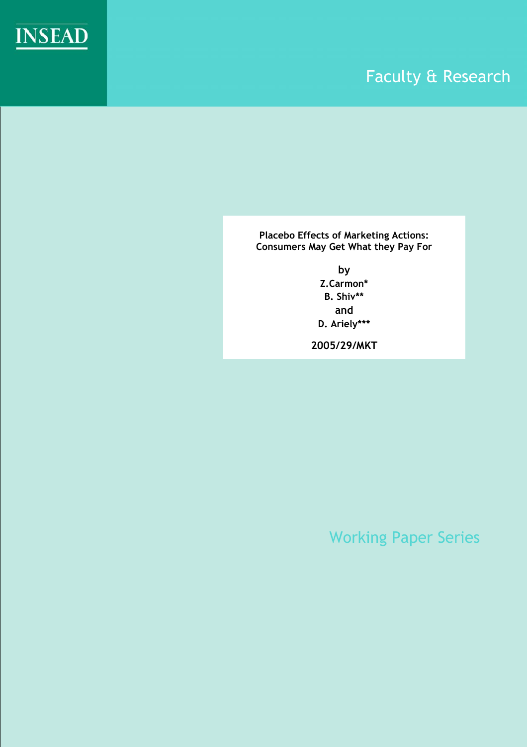INSEAD

Faculty & Research

**Placebo Effects of Marketing Actions: Consumers May Get What they Pay For**

by

Z.Carmon*

B. Shiv**

and

D. Ariely***

2005/29/MKT

Working Paper Series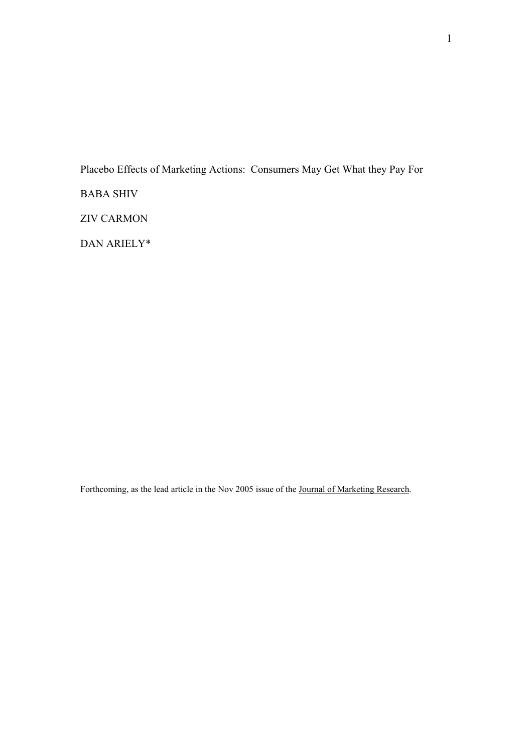Placebo Effects of Marketing Actions: Consumers May Get What they Pay For

BABA SHIV

ZIV CARMON

DAN ARIELY*

Forthcoming, as the lead article in the Nov 2005 issue of the <u>Journal of Marketing Research</u>.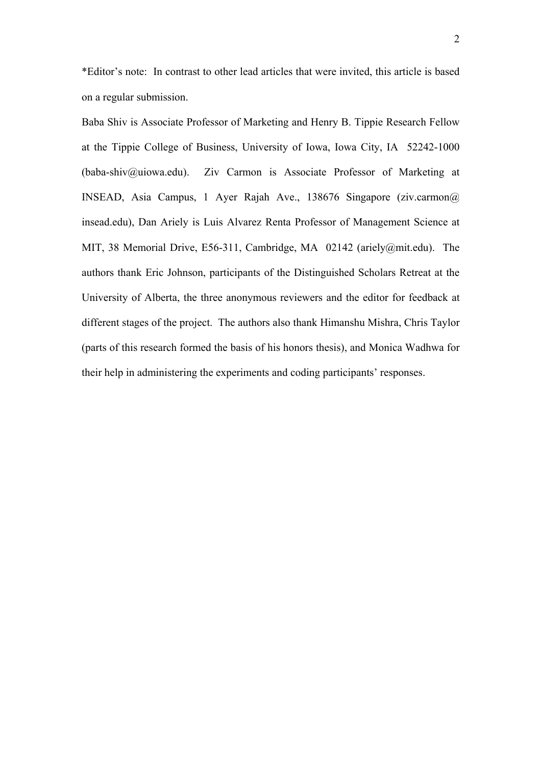*Editor's note: In contrast to other lead articles that were invited, this article is based on a regular submission.

Baba Shiv is Associate Professor of Marketing and Henry B. Tippie Research Fellow at the Tippie College of Business, University of Iowa, Iowa City, IA 52242-1000 (baba-shiv@uiowa.edu). Ziv Carmon is Associate Professor of Marketing at INSEAD, Asia Campus, 1 Ayer Rajah Ave., 138676 Singapore (ziv.carmon@insead.edu), Dan Ariely is Luis Alvarez Renta Professor of Management Science at MIT, 38 Memorial Drive, E56-311, Cambridge, MA 02142 (ariely@mit.edu). The authors thank Eric Johnson, participants of the Distinguished Scholars Retreat at the University of Alberta, the three anonymous reviewers and the editor for feedback at different stages of the project. The authors also thank Himanshu Mishra, Chris Taylor (parts of this research formed the basis of his honors thesis), and Monica Wadhwa for their help in administering the experiments and coding participants' responses.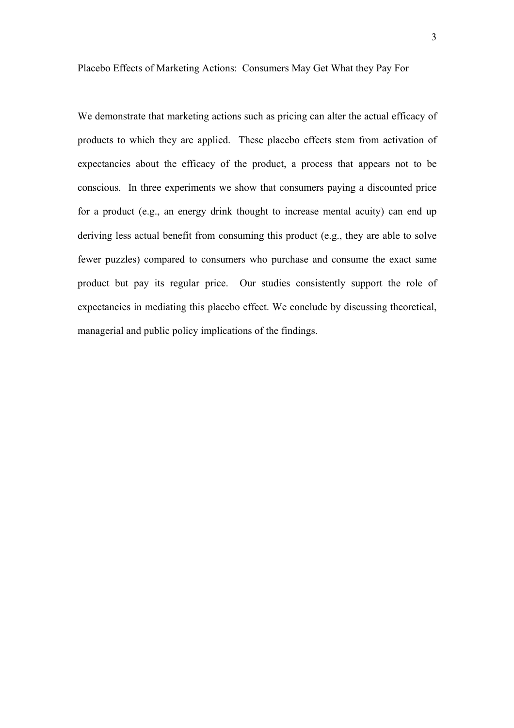# Placebo Effects of Marketing Actions: Consumers May Get What they Pay For

We demonstrate that marketing actions such as pricing can alter the actual efficacy of products to which they are applied. These placebo effects stem from activation of expectancies about the efficacy of the product, a process that appears not to be conscious. In three experiments we show that consumers paying a discounted price for a product (e.g., an energy drink thought to increase mental acuity) can end up deriving less actual benefit from consuming this product (e.g., they are able to solve fewer puzzles) compared to consumers who purchase and consume the exact same product but pay its regular price. Our studies consistently support the role of expectancies in mediating this placebo effect. We conclude by discussing theoretical, managerial and public policy implications of the findings.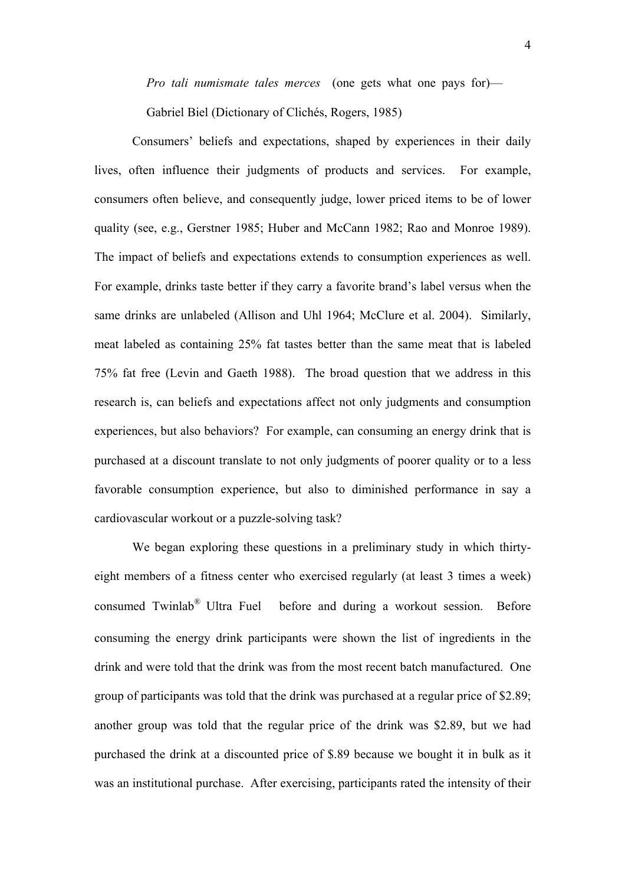*Pro tali numismate tales merces* (one gets what one pays for)—
Gabriel Biel (Dictionary of Clichés, Rogers, 1985)

Consumers' beliefs and expectations, shaped by experiences in their daily lives, often influence their judgments of products and services. For example, consumers often believe, and consequently judge, lower priced items to be of lower quality (see, e.g., Gerstner 1985; Huber and McCann 1982; Rao and Monroe 1989). The impact of beliefs and expectations extends to consumption experiences as well. For example, drinks taste better if they carry a favorite brand's label versus when the same drinks are unlabeled (Allison and Uhl 1964; McClure et al. 2004). Similarly, meat labeled as containing 25% fat tastes better than the same meat that is labeled 75% fat free (Levin and Gaeth 1988). The broad question that we address in this research is, can beliefs and expectations affect not only judgments and consumption experiences, but also behaviors? For example, can consuming an energy drink that is purchased at a discount translate to not only judgments of poorer quality or to a less favorable consumption experience, but also to diminished performance in say a cardiovascular workout or a puzzle-solving task?

We began exploring these questions in a preliminary study in which thirty-eight members of a fitness center who exercised regularly (at least 3 times a week) consumed Twinlab® Ultra Fuel before and during a workout session. Before consuming the energy drink participants were shown the list of ingredients in the drink and were told that the drink was from the most recent batch manufactured. One group of participants was told that the drink was purchased at a regular price of $2.89; another group was told that the regular price of the drink was $2.89, but we had purchased the drink at a discounted price of $.89 because we bought it in bulk as it was an institutional purchase. After exercising, participants rated the intensity of their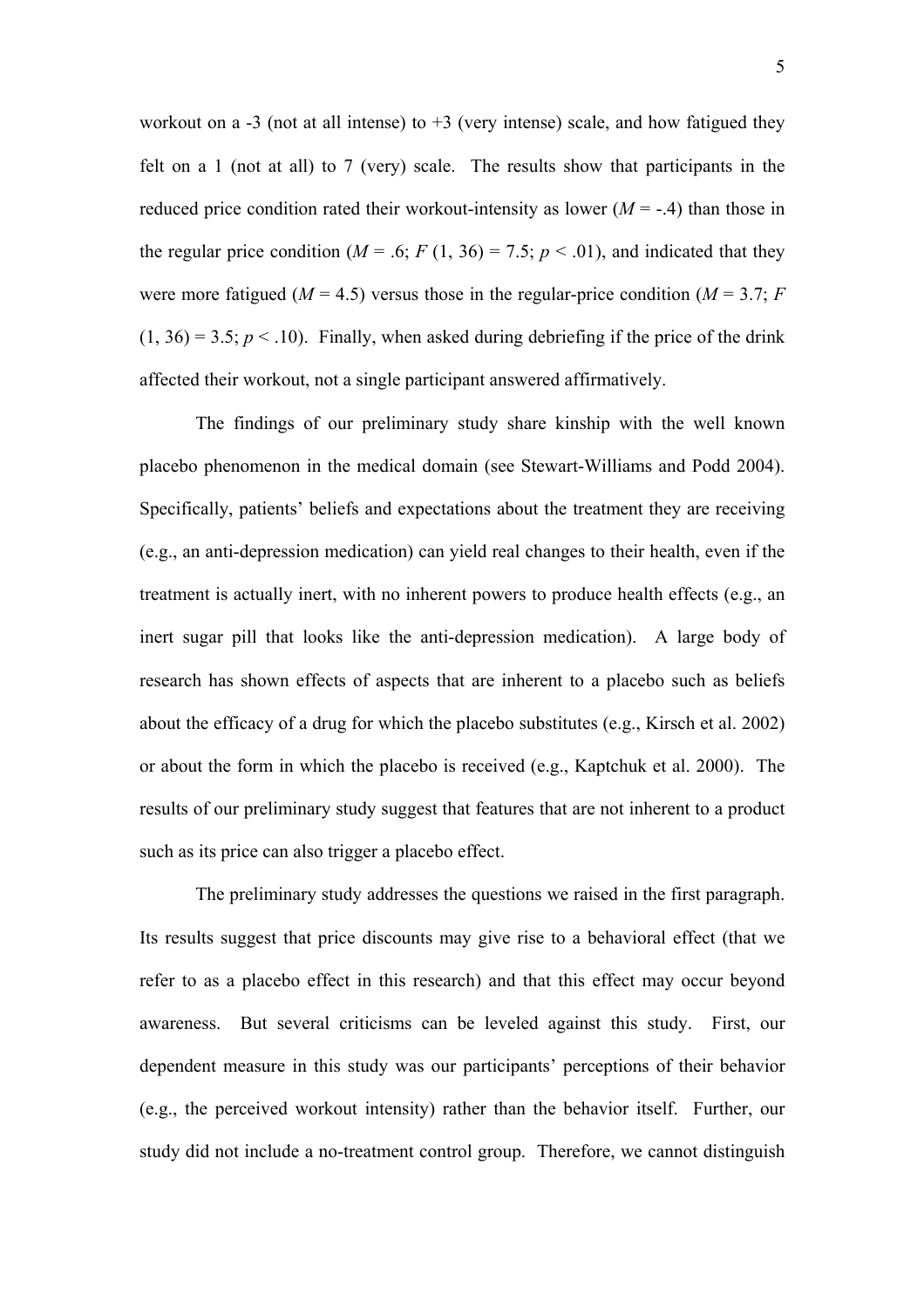workout on a -3 (not at all intense) to +3 (very intense) scale, and how fatigued they felt on a 1 (not at all) to 7 (very) scale. The results show that participants in the reduced price condition rated their workout-intensity as lower ($M = -.4$) than those in the regular price condition ($M = .6$; $F(1, 36) = 7.5$; $p < .01$), and indicated that they were more fatigued ($M = 4.5$) versus those in the regular-price condition ($M = 3.7$; $F(1, 36) = 3.5$; $p < .10$). Finally, when asked during debriefing if the price of the drink affected their workout, not a single participant answered affirmatively.

The findings of our preliminary study share kinship with the well known placebo phenomenon in the medical domain (see Stewart-Williams and Podd 2004). Specifically, patients' beliefs and expectations about the treatment they are receiving (e.g., an anti-depression medication) can yield real changes to their health, even if the treatment is actually inert, with no inherent powers to produce health effects (e.g., an inert sugar pill that looks like the anti-depression medication). A large body of research has shown effects of aspects that are inherent to a placebo such as beliefs about the efficacy of a drug for which the placebo substitutes (e.g., Kirsch et al. 2002) or about the form in which the placebo is received (e.g., Kaptchuk et al. 2000). The results of our preliminary study suggest that features that are not inherent to a product such as its price can also trigger a placebo effect.

The preliminary study addresses the questions we raised in the first paragraph. Its results suggest that price discounts may give rise to a behavioral effect (that we refer to as a placebo effect in this research) and that this effect may occur beyond awareness. But several criticisms can be leveled against this study. First, our dependent measure in this study was our participants' perceptions of their behavior (e.g., the perceived workout intensity) rather than the behavior itself. Further, our study did not include a no-treatment control group. Therefore, we cannot distinguish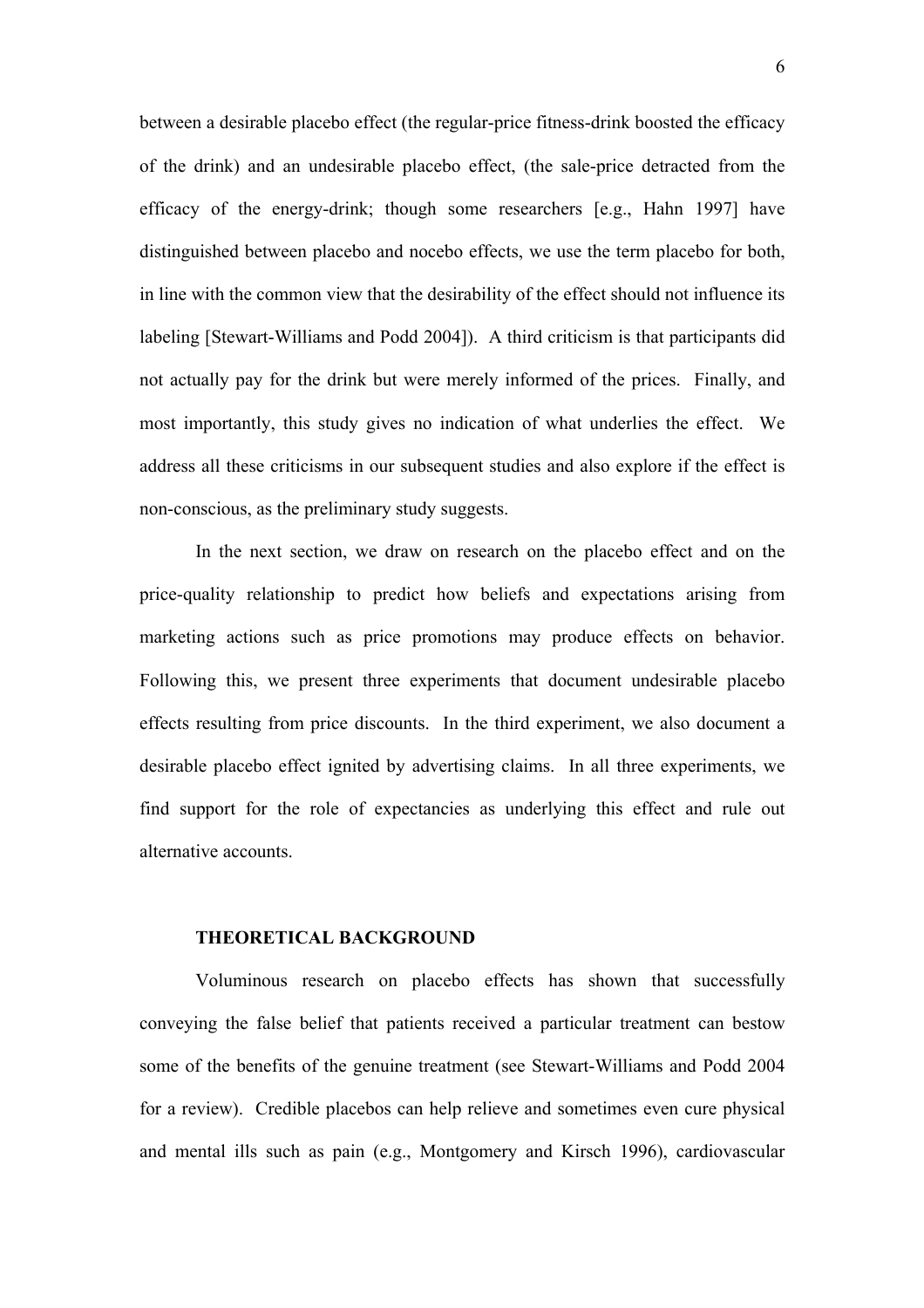between a desirable placebo effect (the regular-price fitness-drink boosted the efficacy of the drink) and an undesirable placebo effect, (the sale-price detracted from the efficacy of the energy-drink; though some researchers [e.g., Hahn 1997] have distinguished between placebo and nocebo effects, we use the term placebo for both, in line with the common view that the desirability of the effect should not influence its labeling [Stewart-Williams and Podd 2004]). A third criticism is that participants did not actually pay for the drink but were merely informed of the prices. Finally, and most importantly, this study gives no indication of what underlies the effect. We address all these criticisms in our subsequent studies and also explore if the effect is non-conscious, as the preliminary study suggests.

In the next section, we draw on research on the placebo effect and on the price-quality relationship to predict how beliefs and expectations arising from marketing actions such as price promotions may produce effects on behavior. Following this, we present three experiments that document undesirable placebo effects resulting from price discounts. In the third experiment, we also document a desirable placebo effect ignited by advertising claims. In all three experiments, we find support for the role of expectancies as underlying this effect and rule out alternative accounts.

## THEORETICAL BACKGROUND

Voluminous research on placebo effects has shown that successfully conveying the false belief that patients received a particular treatment can bestow some of the benefits of the genuine treatment (see Stewart-Williams and Podd 2004 for a review). Credible placebos can help relieve and sometimes even cure physical and mental ills such as pain (e.g., Montgomery and Kirsch 1996), cardiovascular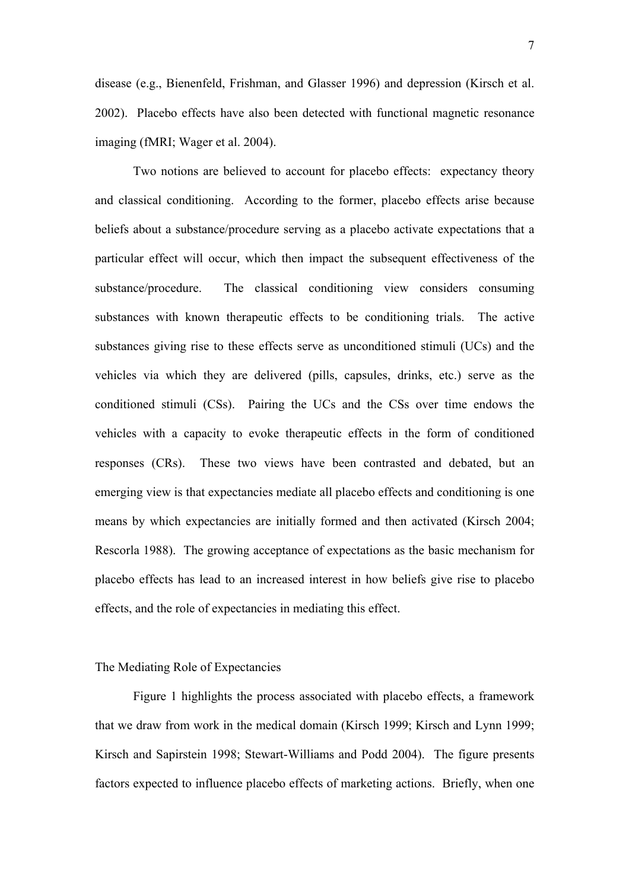disease (e.g., Bienenfeld, Frishman, and Glasser 1996) and depression (Kirsch et al. 2002). Placebo effects have also been detected with functional magnetic resonance imaging (fMRI; Wager et al. 2004).

Two notions are believed to account for placebo effects: expectancy theory and classical conditioning. According to the former, placebo effects arise because beliefs about a substance/procedure serving as a placebo activate expectations that a particular effect will occur, which then impact the subsequent effectiveness of the substance/procedure. The classical conditioning view considers consuming substances with known therapeutic effects to be conditioning trials. The active substances giving rise to these effects serve as unconditioned stimuli (UCs) and the vehicles via which they are delivered (pills, capsules, drinks, etc.) serve as the conditioned stimuli (CSs). Pairing the UCs and the CSs over time endows the vehicles with a capacity to evoke therapeutic effects in the form of conditioned responses (CRs). These two views have been contrasted and debated, but an emerging view is that expectancies mediate all placebo effects and conditioning is one means by which expectancies are initially formed and then activated (Kirsch 2004; Rescorla 1988). The growing acceptance of expectations as the basic mechanism for placebo effects has lead to an increased interest in how beliefs give rise to placebo effects, and the role of expectancies in mediating this effect.

## The Mediating Role of Expectancies

Figure 1 highlights the process associated with placebo effects, a framework that we draw from work in the medical domain (Kirsch 1999; Kirsch and Lynn 1999; Kirsch and Sapirstein 1998; Stewart-Williams and Podd 2004). The figure presents factors expected to influence placebo effects of marketing actions. Briefly, when one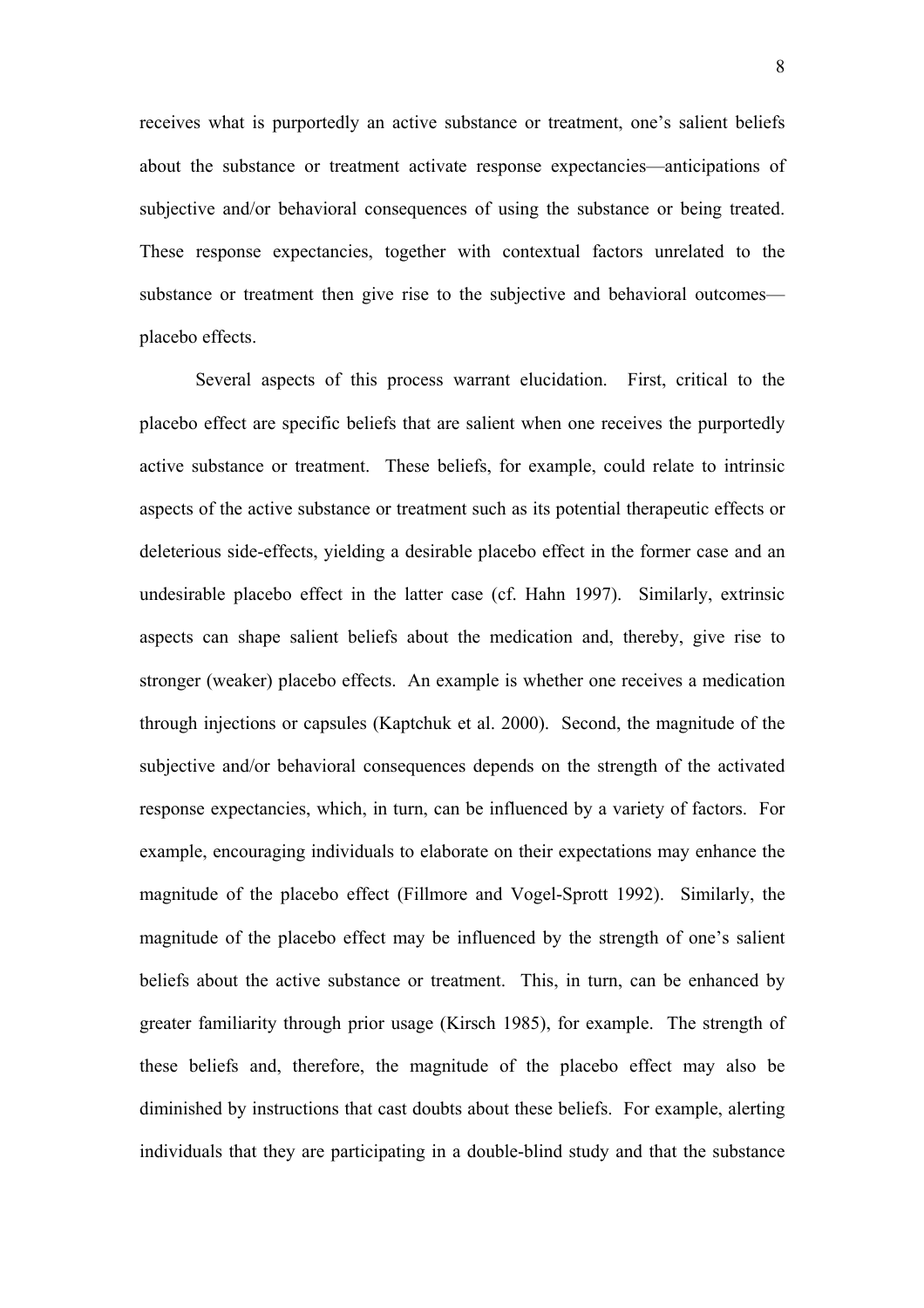receives what is purportedly an active substance or treatment, one's salient beliefs about the substance or treatment activate response expectancies—anticipations of subjective and/or behavioral consequences of using the substance or being treated. These response expectancies, together with contextual factors unrelated to the substance or treatment then give rise to the subjective and behavioral outcomes—placebo effects.

Several aspects of this process warrant elucidation. First, critical to the placebo effect are specific beliefs that are salient when one receives the purportedly active substance or treatment. These beliefs, for example, could relate to intrinsic aspects of the active substance or treatment such as its potential therapeutic effects or deleterious side-effects, yielding a desirable placebo effect in the former case and an undesirable placebo effect in the latter case (cf. Hahn 1997). Similarly, extrinsic aspects can shape salient beliefs about the medication and, thereby, give rise to stronger (weaker) placebo effects. An example is whether one receives a medication through injections or capsules (Kaptchuk et al. 2000). Second, the magnitude of the subjective and/or behavioral consequences depends on the strength of the activated response expectancies, which, in turn, can be influenced by a variety of factors. For example, encouraging individuals to elaborate on their expectations may enhance the magnitude of the placebo effect (Fillmore and Vogel-Sprott 1992). Similarly, the magnitude of the placebo effect may be influenced by the strength of one's salient beliefs about the active substance or treatment. This, in turn, can be enhanced by greater familiarity through prior usage (Kirsch 1985), for example. The strength of these beliefs and, therefore, the magnitude of the placebo effect may also be diminished by instructions that cast doubts about these beliefs. For example, alerting individuals that they are participating in a double-blind study and that the substance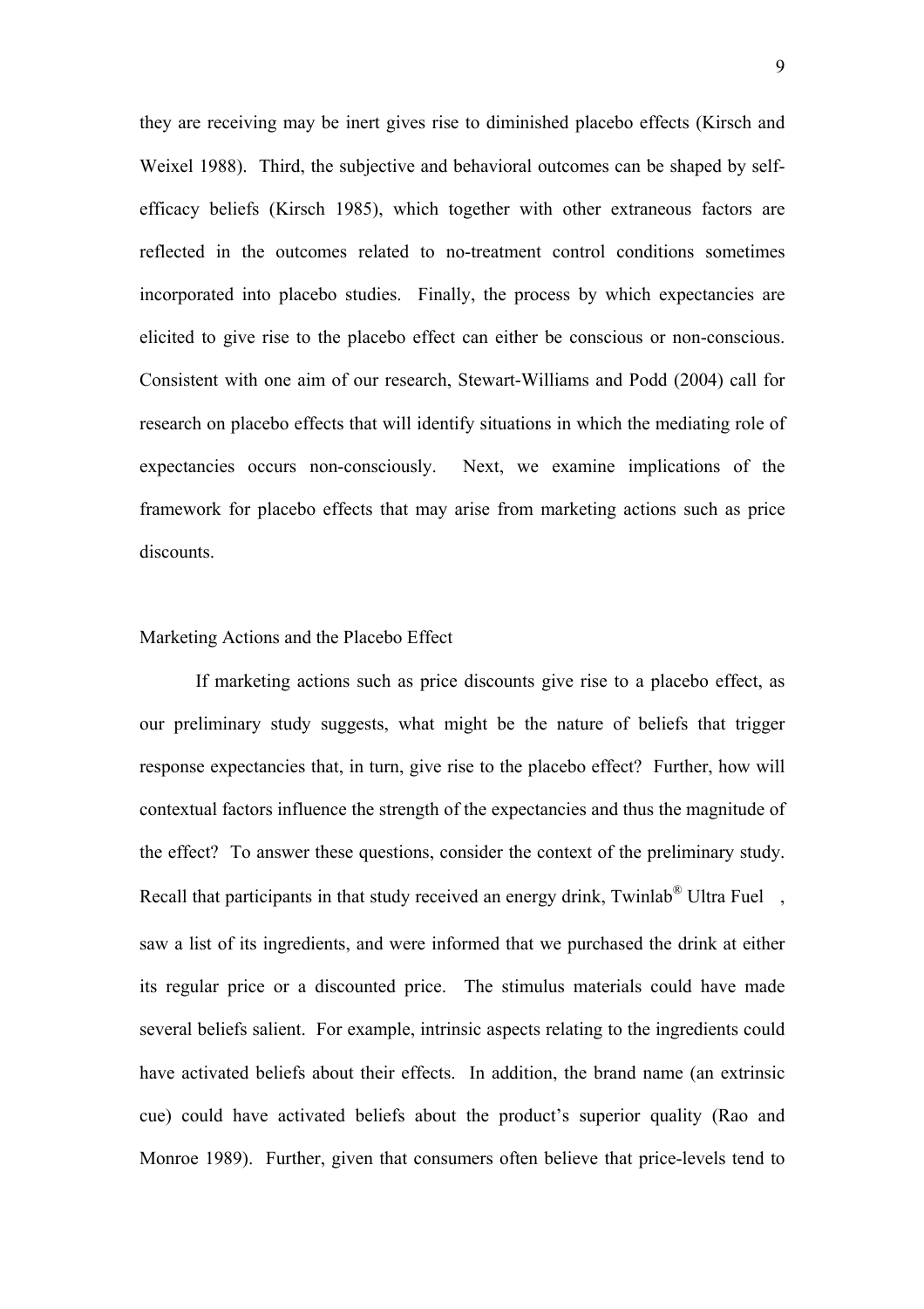they are receiving may be inert gives rise to diminished placebo effects (Kirsch and Weixel 1988). Third, the subjective and behavioral outcomes can be shaped by self-efficacy beliefs (Kirsch 1985), which together with other extraneous factors are reflected in the outcomes related to no-treatment control conditions sometimes incorporated into placebo studies. Finally, the process by which expectancies are elicited to give rise to the placebo effect can either be conscious or non-conscious. Consistent with one aim of our research, Stewart-Williams and Podd (2004) call for research on placebo effects that will identify situations in which the mediating role of expectancies occurs non-consciously. Next, we examine implications of the framework for placebo effects that may arise from marketing actions such as price discounts.

## Marketing Actions and the Placebo Effect

If marketing actions such as price discounts give rise to a placebo effect, as our preliminary study suggests, what might be the nature of beliefs that trigger response expectancies that, in turn, give rise to the placebo effect? Further, how will contextual factors influence the strength of the expectancies and thus the magnitude of the effect? To answer these questions, consider the context of the preliminary study. Recall that participants in that study received an energy drink, Twinlab® Ultra Fuel, saw a list of its ingredients, and were informed that we purchased the drink at either its regular price or a discounted price. The stimulus materials could have made several beliefs salient. For example, intrinsic aspects relating to the ingredients could have activated beliefs about their effects. In addition, the brand name (an extrinsic cue) could have activated beliefs about the product's superior quality (Rao and Monroe 1989). Further, given that consumers often believe that price-levels tend to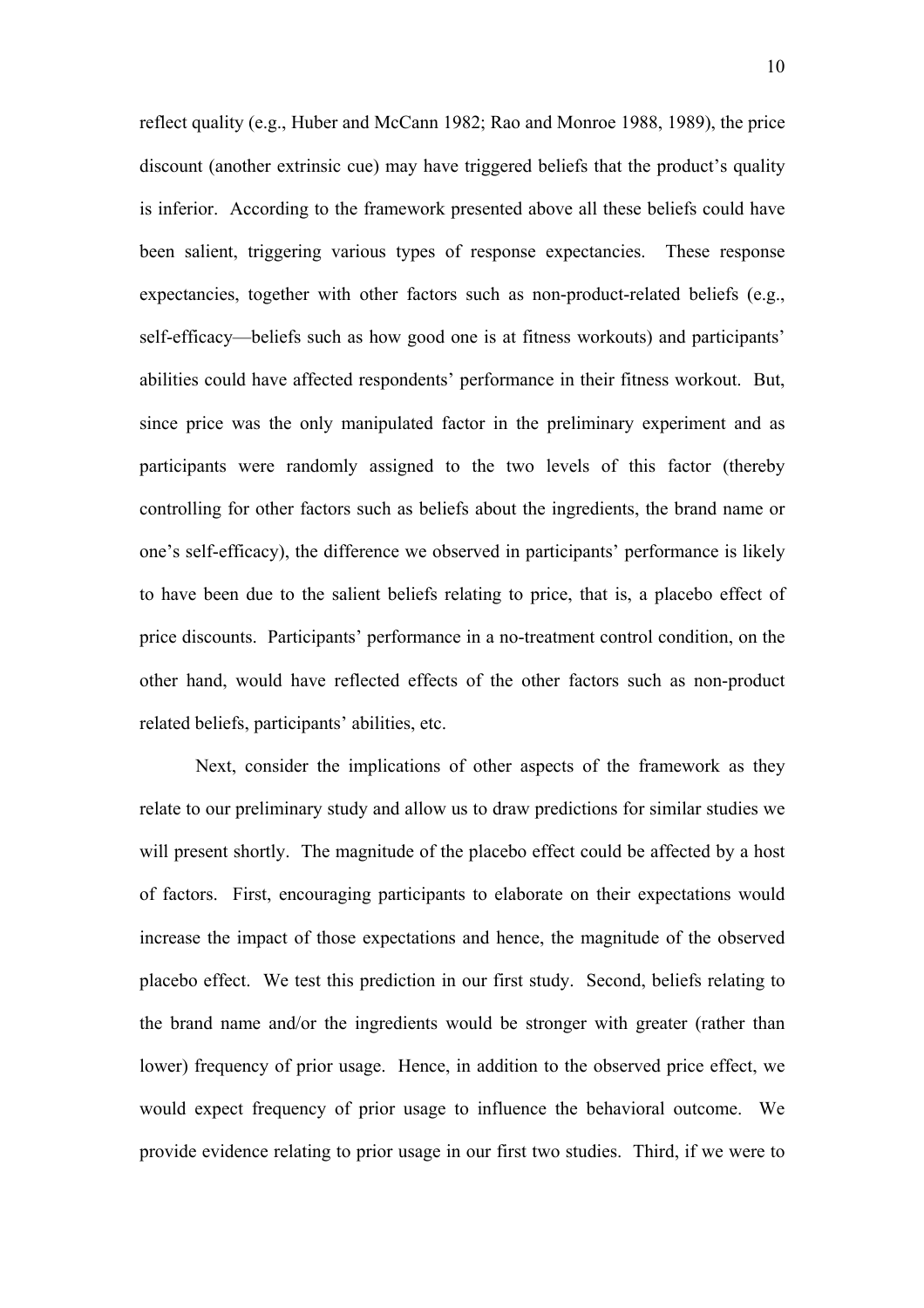reflect quality (e.g., Huber and McCann 1982; Rao and Monroe 1988, 1989), the price discount (another extrinsic cue) may have triggered beliefs that the product's quality is inferior. According to the framework presented above all these beliefs could have been salient, triggering various types of response expectancies. These response expectancies, together with other factors such as non-product-related beliefs (e.g., self-efficacy—beliefs such as how good one is at fitness workouts) and participants' abilities could have affected respondents' performance in their fitness workout. But, since price was the only manipulated factor in the preliminary experiment and as participants were randomly assigned to the two levels of this factor (thereby controlling for other factors such as beliefs about the ingredients, the brand name or one's self-efficacy), the difference we observed in participants' performance is likely to have been due to the salient beliefs relating to price, that is, a placebo effect of price discounts. Participants' performance in a no-treatment control condition, on the other hand, would have reflected effects of the other factors such as non-product related beliefs, participants' abilities, etc.

Next, consider the implications of other aspects of the framework as they relate to our preliminary study and allow us to draw predictions for similar studies we will present shortly. The magnitude of the placebo effect could be affected by a host of factors. First, encouraging participants to elaborate on their expectations would increase the impact of those expectations and hence, the magnitude of the observed placebo effect. We test this prediction in our first study. Second, beliefs relating to the brand name and/or the ingredients would be stronger with greater (rather than lower) frequency of prior usage. Hence, in addition to the observed price effect, we would expect frequency of prior usage to influence the behavioral outcome. We provide evidence relating to prior usage in our first two studies. Third, if we were to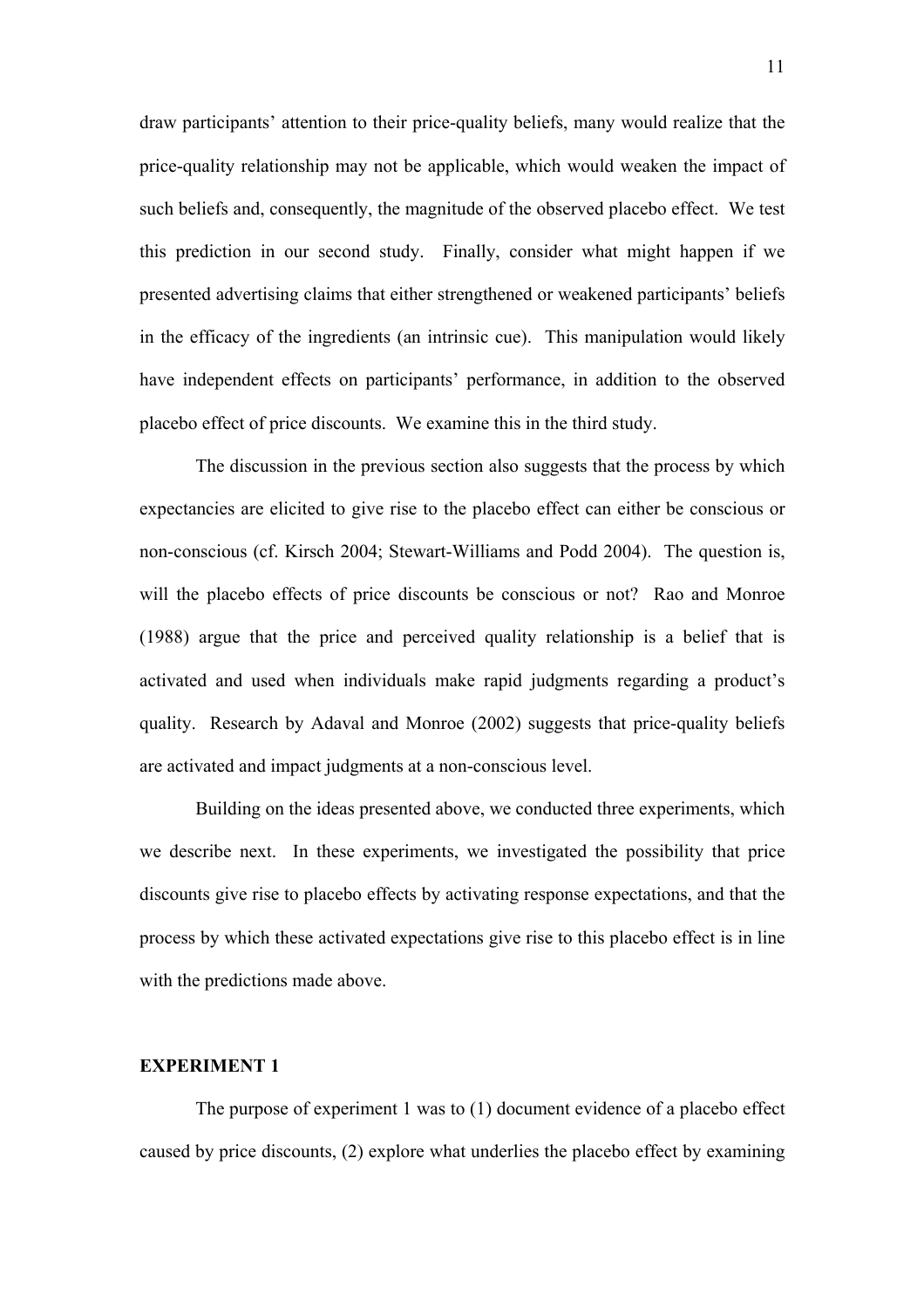draw participants' attention to their price-quality beliefs, many would realize that the price-quality relationship may not be applicable, which would weaken the impact of such beliefs and, consequently, the magnitude of the observed placebo effect. We test this prediction in our second study. Finally, consider what might happen if we presented advertising claims that either strengthened or weakened participants' beliefs in the efficacy of the ingredients (an intrinsic cue). This manipulation would likely have independent effects on participants' performance, in addition to the observed placebo effect of price discounts. We examine this in the third study.

The discussion in the previous section also suggests that the process by which expectancies are elicited to give rise to the placebo effect can either be conscious or non-conscious (cf. Kirsch 2004; Stewart-Williams and Podd 2004). The question is, will the placebo effects of price discounts be conscious or not? Rao and Monroe (1988) argue that the price and perceived quality relationship is a belief that is activated and used when individuals make rapid judgments regarding a product's quality. Research by Adaval and Monroe (2002) suggests that price-quality beliefs are activated and impact judgments at a non-conscious level.

Building on the ideas presented above, we conducted three experiments, which we describe next. In these experiments, we investigated the possibility that price discounts give rise to placebo effects by activating response expectations, and that the process by which these activated expectations give rise to this placebo effect is in line with the predictions made above.

## EXPERIMENT 1

The purpose of experiment 1 was to (1) document evidence of a placebo effect caused by price discounts, (2) explore what underlies the placebo effect by examining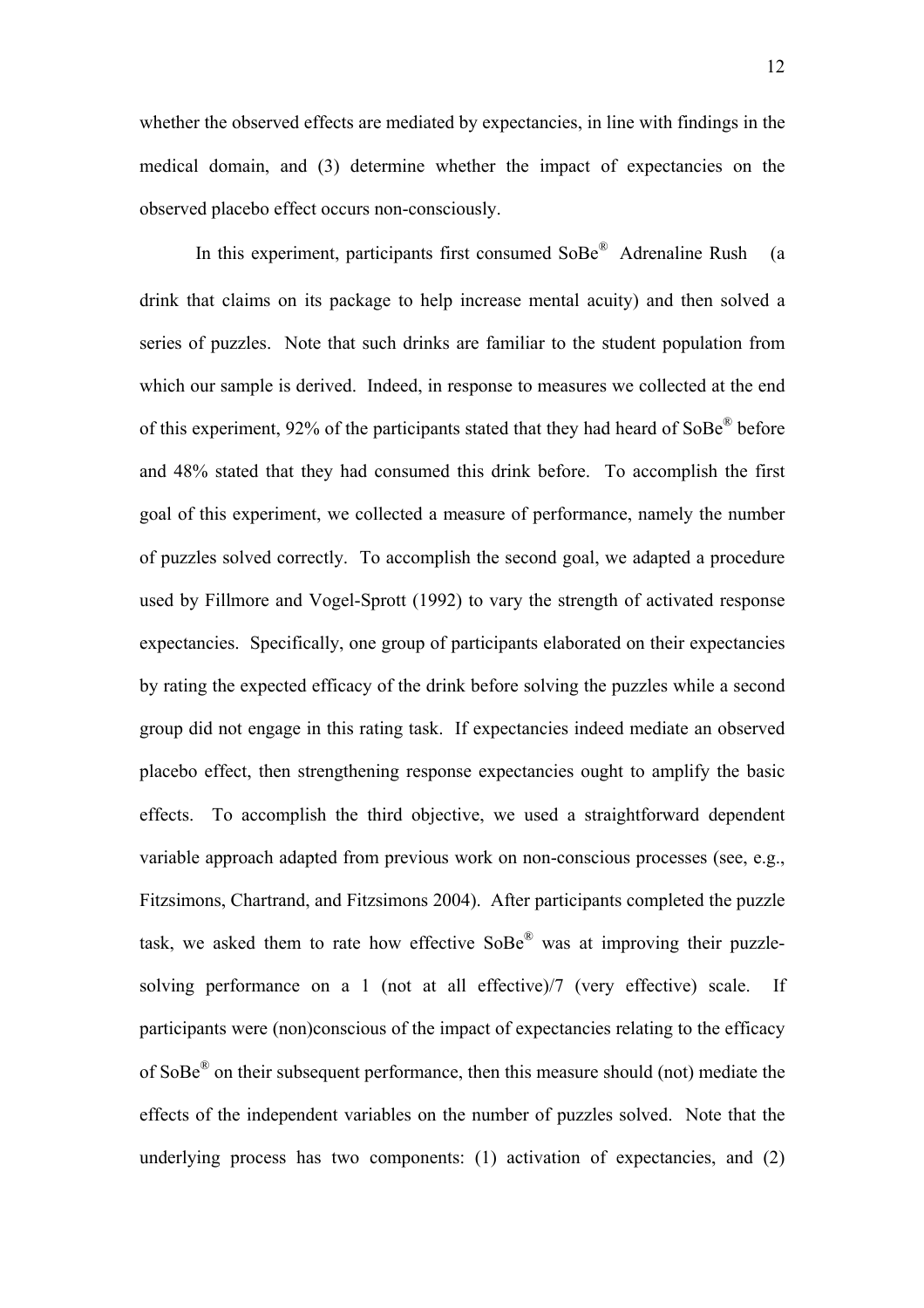whether the observed effects are mediated by expectancies, in line with findings in the medical domain, and (3) determine whether the impact of expectancies on the observed placebo effect occurs non-consciously.

In this experiment, participants first consumed SoBe® Adrenaline Rush (a drink that claims on its package to help increase mental acuity) and then solved a series of puzzles. Note that such drinks are familiar to the student population from which our sample is derived. Indeed, in response to measures we collected at the end of this experiment, 92% of the participants stated that they had heard of SoBe® before and 48% stated that they had consumed this drink before. To accomplish the first goal of this experiment, we collected a measure of performance, namely the number of puzzles solved correctly. To accomplish the second goal, we adapted a procedure used by Fillmore and Vogel-Sprott (1992) to vary the strength of activated response expectancies. Specifically, one group of participants elaborated on their expectancies by rating the expected efficacy of the drink before solving the puzzles while a second group did not engage in this rating task. If expectancies indeed mediate an observed placebo effect, then strengthening response expectancies ought to amplify the basic effects. To accomplish the third objective, we used a straightforward dependent variable approach adapted from previous work on non-conscious processes (see, e.g., Fitzsimons, Chartrand, and Fitzsimons 2004). After participants completed the puzzle task, we asked them to rate how effective SoBe® was at improving their puzzle-solving performance on a 1 (not at all effective)/7 (very effective) scale. If participants were (non)conscious of the impact of expectancies relating to the efficacy of SoBe® on their subsequent performance, then this measure should (not) mediate the effects of the independent variables on the number of puzzles solved. Note that the underlying process has two components: (1) activation of expectancies, and (2)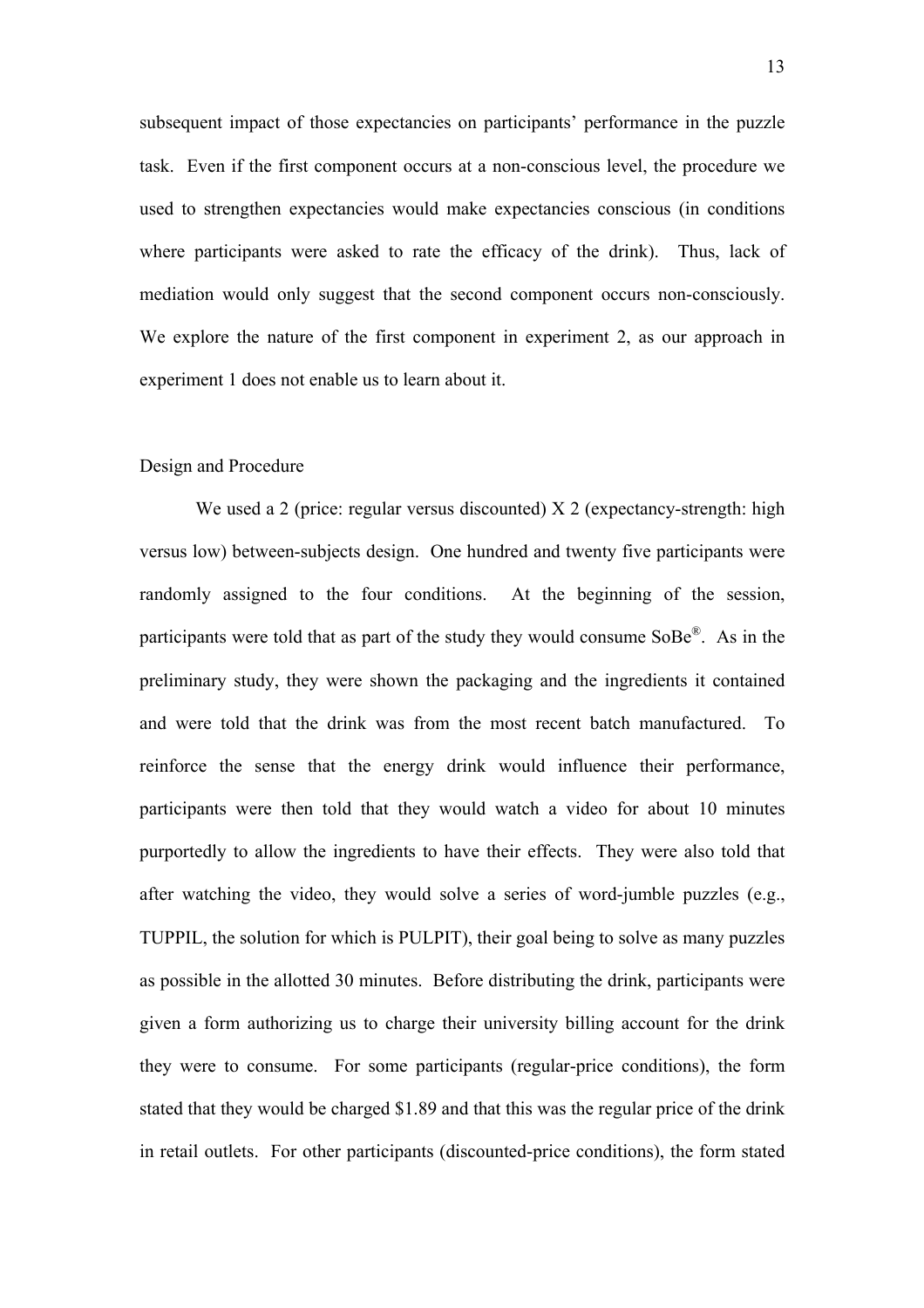subsequent impact of those expectancies on participants' performance in the puzzle task. Even if the first component occurs at a non-conscious level, the procedure we used to strengthen expectancies would make expectancies conscious (in conditions where participants were asked to rate the efficacy of the drink). Thus, lack of mediation would only suggest that the second component occurs non-consciously. We explore the nature of the first component in experiment 2, as our approach in experiment 1 does not enable us to learn about it.

Design and Procedure

We used a 2 (price: regular versus discounted) X 2 (expectancy-strength: high versus low) between-subjects design. One hundred and twenty five participants were randomly assigned to the four conditions. At the beginning of the session, participants were told that as part of the study they would consume SoBe®. As in the preliminary study, they were shown the packaging and the ingredients it contained and were told that the drink was from the most recent batch manufactured. To reinforce the sense that the energy drink would influence their performance, participants were then told that they would watch a video for about 10 minutes purportedly to allow the ingredients to have their effects. They were also told that after watching the video, they would solve a series of word-jumble puzzles (e.g., TUPPIL, the solution for which is PULPIT), their goal being to solve as many puzzles as possible in the allotted 30 minutes. Before distributing the drink, participants were given a form authorizing us to charge their university billing account for the drink they were to consume. For some participants (regular-price conditions), the form stated that they would be charged $1.89 and that this was the regular price of the drink in retail outlets. For other participants (discounted-price conditions), the form stated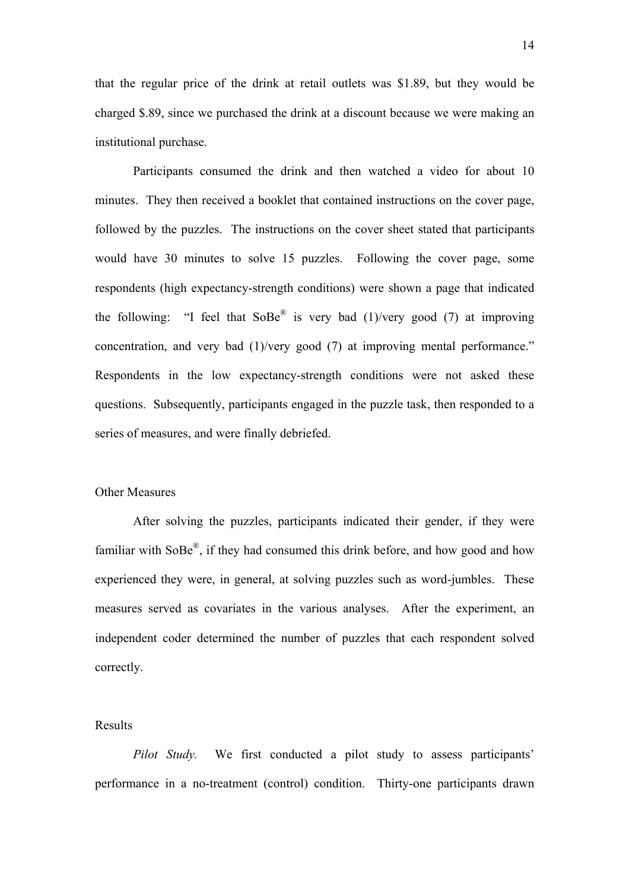that the regular price of the drink at retail outlets was $1.89, but they would be charged $.89, since we purchased the drink at a discount because we were making an institutional purchase.

Participants consumed the drink and then watched a video for about 10 minutes. They then received a booklet that contained instructions on the cover page, followed by the puzzles. The instructions on the cover sheet stated that participants would have 30 minutes to solve 15 puzzles. Following the cover page, some respondents (high expectancy-strength conditions) were shown a page that indicated the following: "I feel that SoBe® is very bad (1)/very good (7) at improving concentration, and very bad (1)/very good (7) at improving mental performance." Respondents in the low expectancy-strength conditions were not asked these questions. Subsequently, participants engaged in the puzzle task, then responded to a series of measures, and were finally debriefed.

## Other Measures

After solving the puzzles, participants indicated their gender, if they were familiar with SoBe®, if they had consumed this drink before, and how good and how experienced they were, in general, at solving puzzles such as word-jumbles. These measures served as covariates in the various analyses. After the experiment, an independent coder determined the number of puzzles that each respondent solved correctly.

## Results

*Pilot Study.* We first conducted a pilot study to assess participants' performance in a no-treatment (control) condition. Thirty-one participants drawn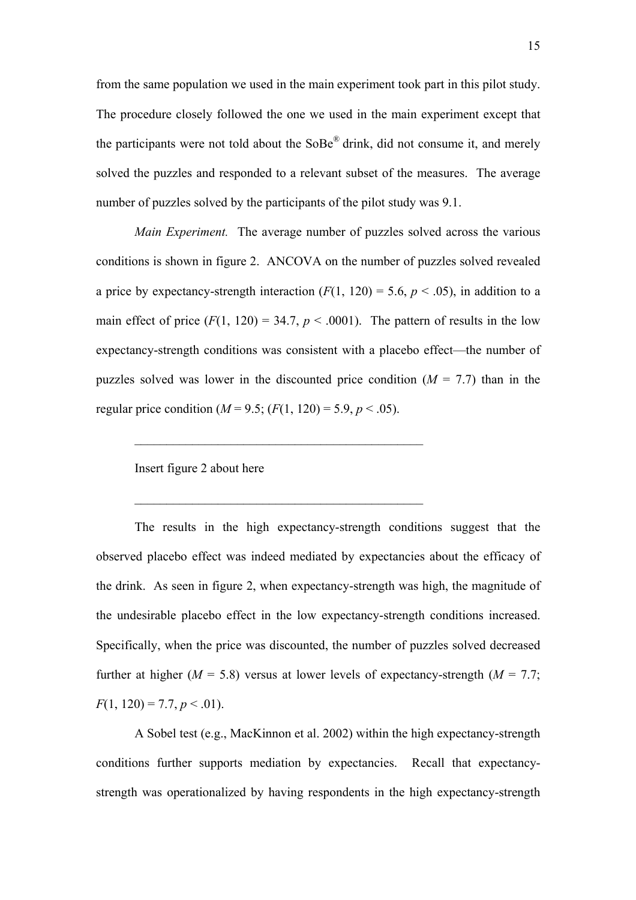from the same population we used in the main experiment took part in this pilot study. The procedure closely followed the one we used in the main experiment except that the participants were not told about the SoBe® drink, did not consume it, and merely solved the puzzles and responded to a relevant subset of the measures. The average number of puzzles solved by the participants of the pilot study was 9.1.

*Main Experiment.* The average number of puzzles solved across the various conditions is shown in figure 2. ANCOVA on the number of puzzles solved revealed a price by expectancy-strength interaction ($F(1, 120) = 5.6$, $p < .05$), in addition to a main effect of price ($F(1, 120) = 34.7$, $p < .0001$). The pattern of results in the low expectancy-strength conditions was consistent with a placebo effect—the number of puzzles solved was lower in the discounted price condition ($M = 7.7$) than in the regular price condition ($M = 9.5$; ($F(1, 120) = 5.9$, $p < .05$).

\_\_\_\_\_\_\_\_\_\_\_\_\_\_\_\_\_\_\_\_\_\_\_\_\_\_\_\_\_\_\_\_\_\_\_\_\_\_\_\_\_\_\_\_

Insert figure 2 about here

\_\_\_\_\_\_\_\_\_\_\_\_\_\_\_\_\_\_\_\_\_\_\_\_\_\_\_\_\_\_\_\_\_\_\_\_\_\_\_\_\_\_\_\_

The results in the high expectancy-strength conditions suggest that the observed placebo effect was indeed mediated by expectancies about the efficacy of the drink. As seen in figure 2, when expectancy-strength was high, the magnitude of the undesirable placebo effect in the low expectancy-strength conditions increased. Specifically, when the price was discounted, the number of puzzles solved decreased further at higher ($M = 5.8$) versus at lower levels of expectancy-strength ($M = 7.7$; $F(1, 120) = 7.7$, $p < .01$).

A Sobel test (e.g., MacKinnon et al. 2002) within the high expectancy-strength conditions further supports mediation by expectancies. Recall that expectancy-strength was operationalized by having respondents in the high expectancy-strength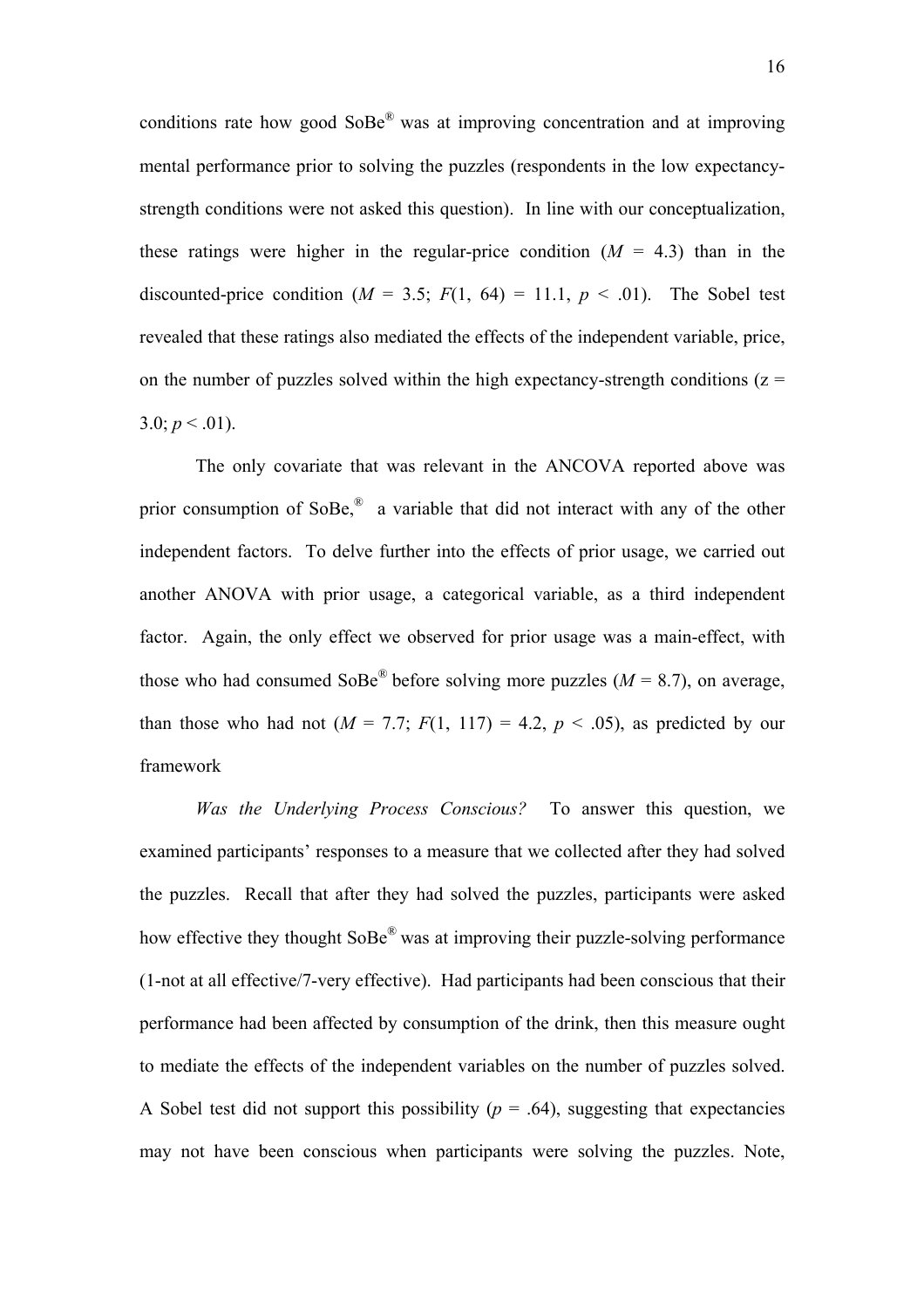conditions rate how good SoBe® was at improving concentration and at improving mental performance prior to solving the puzzles (respondents in the low expectancy-strength conditions were not asked this question). In line with our conceptualization, these ratings were higher in the regular-price condition ($M$ = 4.3) than in the discounted-price condition ($M$ = 3.5; $F(1, 64) = 11.1$, $p < .01$). The Sobel test revealed that these ratings also mediated the effects of the independent variable, price, on the number of puzzles solved within the high expectancy-strength conditions (z = 3.0; $p < .01$).

The only covariate that was relevant in the ANCOVA reported above was prior consumption of SoBe,® a variable that did not interact with any of the other independent factors. To delve further into the effects of prior usage, we carried out another ANOVA with prior usage, a categorical variable, as a third independent factor. Again, the only effect we observed for prior usage was a main-effect, with those who had consumed SoBe® before solving more puzzles ($M$ = 8.7), on average, than those who had not ($M$ = 7.7; $F(1, 117) = 4.2$, $p < .05$), as predicted by our framework

*Was the Underlying Process Conscious?* To answer this question, we examined participants' responses to a measure that we collected after they had solved the puzzles. Recall that after they had solved the puzzles, participants were asked how effective they thought SoBe® was at improving their puzzle-solving performance (1-not at all effective/7-very effective). Had participants had been conscious that their performance had been affected by consumption of the drink, then this measure ought to mediate the effects of the independent variables on the number of puzzles solved. A Sobel test did not support this possibility ($p$ = .64), suggesting that expectancies may not have been conscious when participants were solving the puzzles. Note,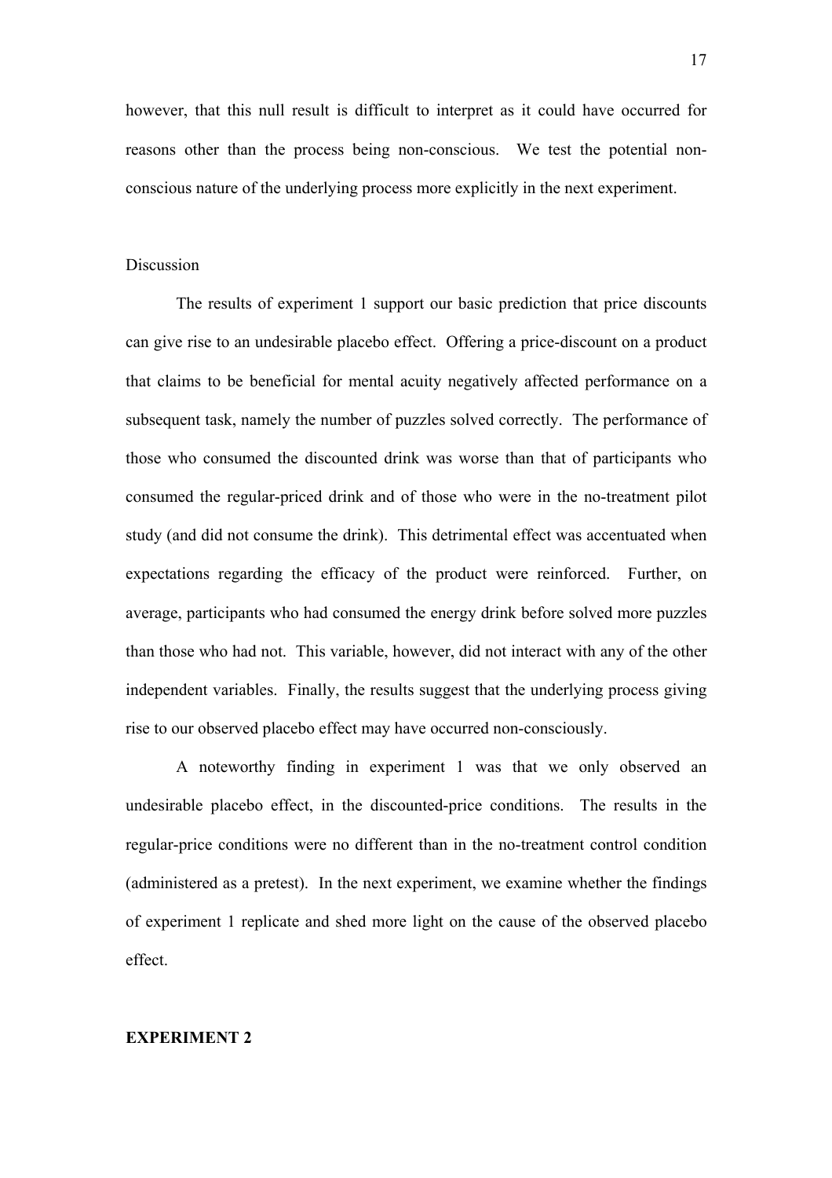however, that this null result is difficult to interpret as it could have occurred for reasons other than the process being non-conscious. We test the potential non-conscious nature of the underlying process more explicitly in the next experiment.

### Discussion

The results of experiment 1 support our basic prediction that price discounts can give rise to an undesirable placebo effect. Offering a price-discount on a product that claims to be beneficial for mental acuity negatively affected performance on a subsequent task, namely the number of puzzles solved correctly. The performance of those who consumed the discounted drink was worse than that of participants who consumed the regular-priced drink and of those who were in the no-treatment pilot study (and did not consume the drink). This detrimental effect was accentuated when expectations regarding the efficacy of the product were reinforced. Further, on average, participants who had consumed the energy drink before solved more puzzles than those who had not. This variable, however, did not interact with any of the other independent variables. Finally, the results suggest that the underlying process giving rise to our observed placebo effect may have occurred non-consciously.

A noteworthy finding in experiment 1 was that we only observed an undesirable placebo effect, in the discounted-price conditions. The results in the regular-price conditions were no different than in the no-treatment control condition (administered as a pretest). In the next experiment, we examine whether the findings of experiment 1 replicate and shed more light on the cause of the observed placebo effect.

## EXPERIMENT 2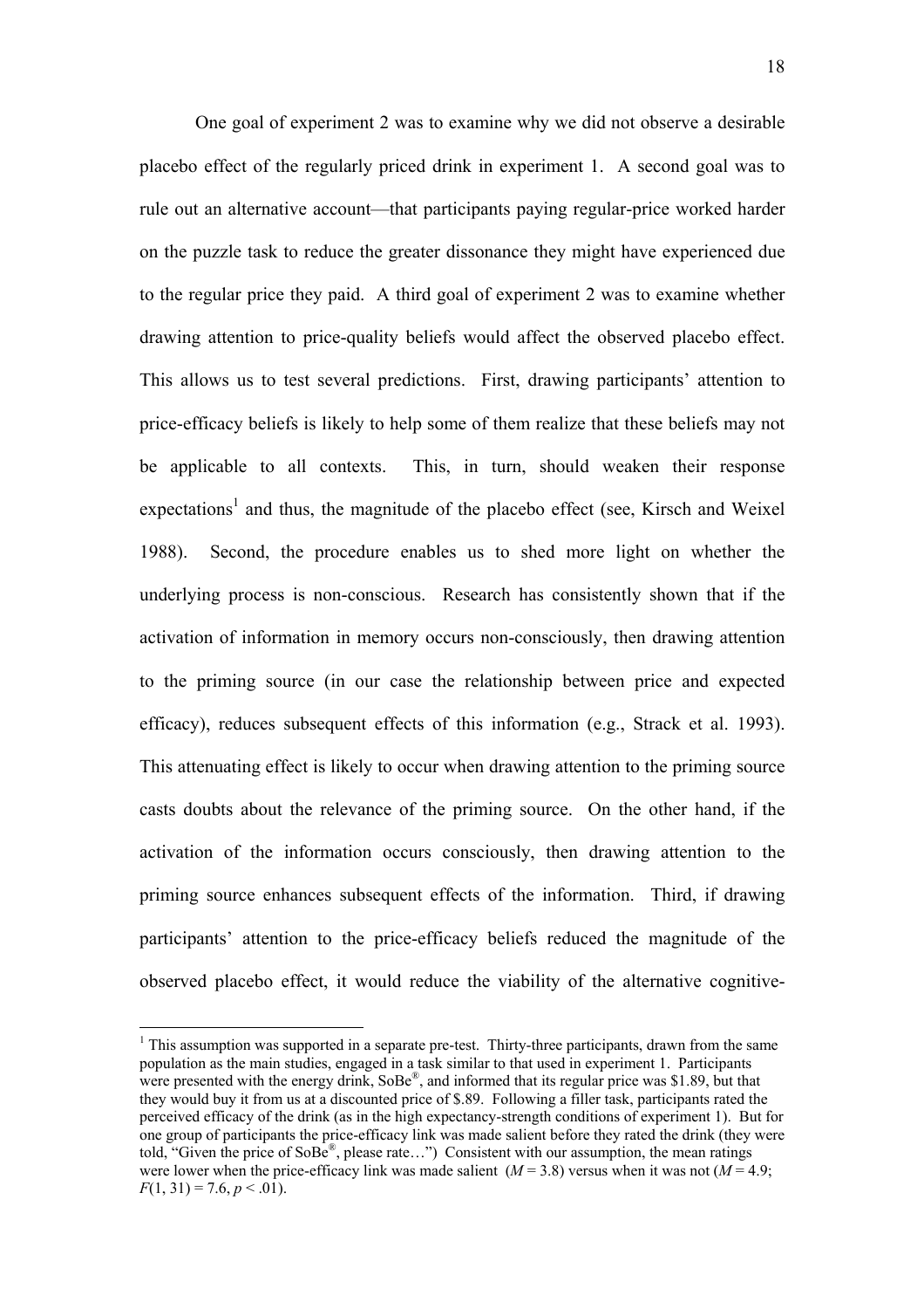One goal of experiment 2 was to examine why we did not observe a desirable placebo effect of the regularly priced drink in experiment 1. A second goal was to rule out an alternative account—that participants paying regular-price worked harder on the puzzle task to reduce the greater dissonance they might have experienced due to the regular price they paid. A third goal of experiment 2 was to examine whether drawing attention to price-quality beliefs would affect the observed placebo effect. This allows us to test several predictions. First, drawing participants' attention to price-efficacy beliefs is likely to help some of them realize that these beliefs may not be applicable to all contexts. This, in turn, should weaken their response expectations[1] and thus, the magnitude of the placebo effect (see, Kirsch and Weixel 1988). Second, the procedure enables us to shed more light on whether the underlying process is non-conscious. Research has consistently shown that if the activation of information in memory occurs non-consciously, then drawing attention to the priming source (in our case the relationship between price and expected efficacy), reduces subsequent effects of this information (e.g., Strack et al. 1993). This attenuating effect is likely to occur when drawing attention to the priming source casts doubts about the relevance of the priming source. On the other hand, if the activation of the information occurs consciously, then drawing attention to the priming source enhances subsequent effects of the information. Third, if drawing participants' attention to the price-efficacy beliefs reduced the magnitude of the observed placebo effect, it would reduce the viability of the alternative cognitive-

---

[1] This assumption was supported in a separate pre-test. Thirty-three participants, drawn from the same population as the main studies, engaged in a task similar to that used in experiment 1. Participants were presented with the energy drink, SoBe®, and informed that its regular price was $1.89, but that they would buy it from us at a discounted price of $.89. Following a filler task, participants rated the perceived efficacy of the drink (as in the high expectancy-strength conditions of experiment 1). But for one group of participants the price-efficacy link was made salient before they rated the drink (they were told, "Given the price of SoBe®, please rate…") Consistent with our assumption, the mean ratings were lower when the price-efficacy link was made salient ($M = 3.8$) versus when it was not ($M = 4.9$; $F(1, 31) = 7.6$, $p < .01$).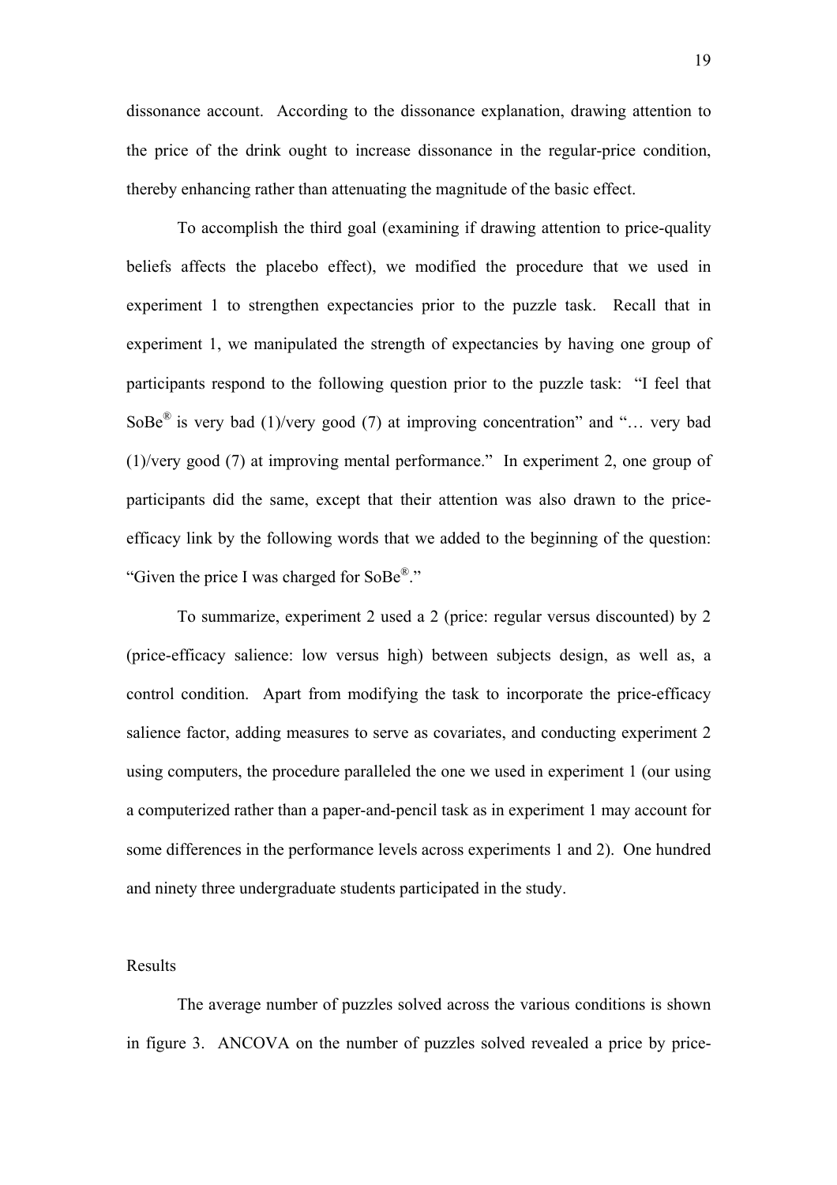dissonance account. According to the dissonance explanation, drawing attention to the price of the drink ought to increase dissonance in the regular-price condition, thereby enhancing rather than attenuating the magnitude of the basic effect.

To accomplish the third goal (examining if drawing attention to price-quality beliefs affects the placebo effect), we modified the procedure that we used in experiment 1 to strengthen expectancies prior to the puzzle task. Recall that in experiment 1, we manipulated the strength of expectancies by having one group of participants respond to the following question prior to the puzzle task: "I feel that SoBe® is very bad (1)/very good (7) at improving concentration" and "… very bad (1)/very good (7) at improving mental performance." In experiment 2, one group of participants did the same, except that their attention was also drawn to the price-efficacy link by the following words that we added to the beginning of the question: "Given the price I was charged for SoBe®."

To summarize, experiment 2 used a 2 (price: regular versus discounted) by 2 (price-efficacy salience: low versus high) between subjects design, as well as, a control condition. Apart from modifying the task to incorporate the price-efficacy salience factor, adding measures to serve as covariates, and conducting experiment 2 using computers, the procedure paralleled the one we used in experiment 1 (our using a computerized rather than a paper-and-pencil task as in experiment 1 may account for some differences in the performance levels across experiments 1 and 2). One hundred and ninety three undergraduate students participated in the study.

## Results

The average number of puzzles solved across the various conditions is shown in figure 3. ANCOVA on the number of puzzles solved revealed a price by price-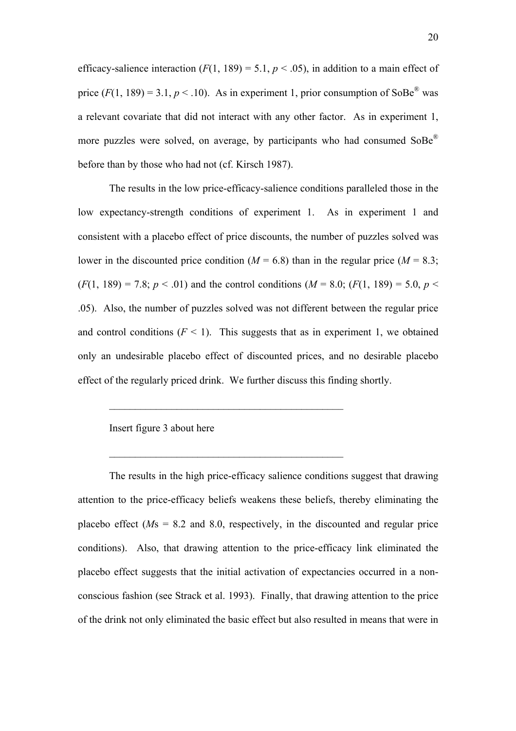efficacy-salience interaction ($F(1, 189) = 5.1$, $p < .05$), in addition to a main effect of price ($F(1, 189) = 3.1$, $p < .10$). As in experiment 1, prior consumption of SoBe® was a relevant covariate that did not interact with any other factor. As in experiment 1, more puzzles were solved, on average, by participants who had consumed SoBe® before than by those who had not (cf. Kirsch 1987).

The results in the low price-efficacy-salience conditions paralleled those in the low expectancy-strength conditions of experiment 1. As in experiment 1 and consistent with a placebo effect of price discounts, the number of puzzles solved was lower in the discounted price condition ($M = 6.8$) than in the regular price ($M = 8.3$; ($F(1, 189) = 7.8$; $p < .01$) and the control conditions ($M = 8.0$; ($F(1, 189) = 5.0$, $p < .05$). Also, the number of puzzles solved was not different between the regular price and control conditions ($F < 1$). This suggests that as in experiment 1, we obtained only an undesirable placebo effect of discounted prices, and no desirable placebo effect of the regularly priced drink. We further discuss this finding shortly.

---

Insert figure 3 about here

---

The results in the high price-efficacy salience conditions suggest that drawing attention to the price-efficacy beliefs weakens these beliefs, thereby eliminating the placebo effect (*M*s = 8.2 and 8.0, respectively, in the discounted and regular price conditions). Also, that drawing attention to the price-efficacy link eliminated the placebo effect suggests that the initial activation of expectancies occurred in a non-conscious fashion (see Strack et al. 1993). Finally, that drawing attention to the price of the drink not only eliminated the basic effect but also resulted in means that were in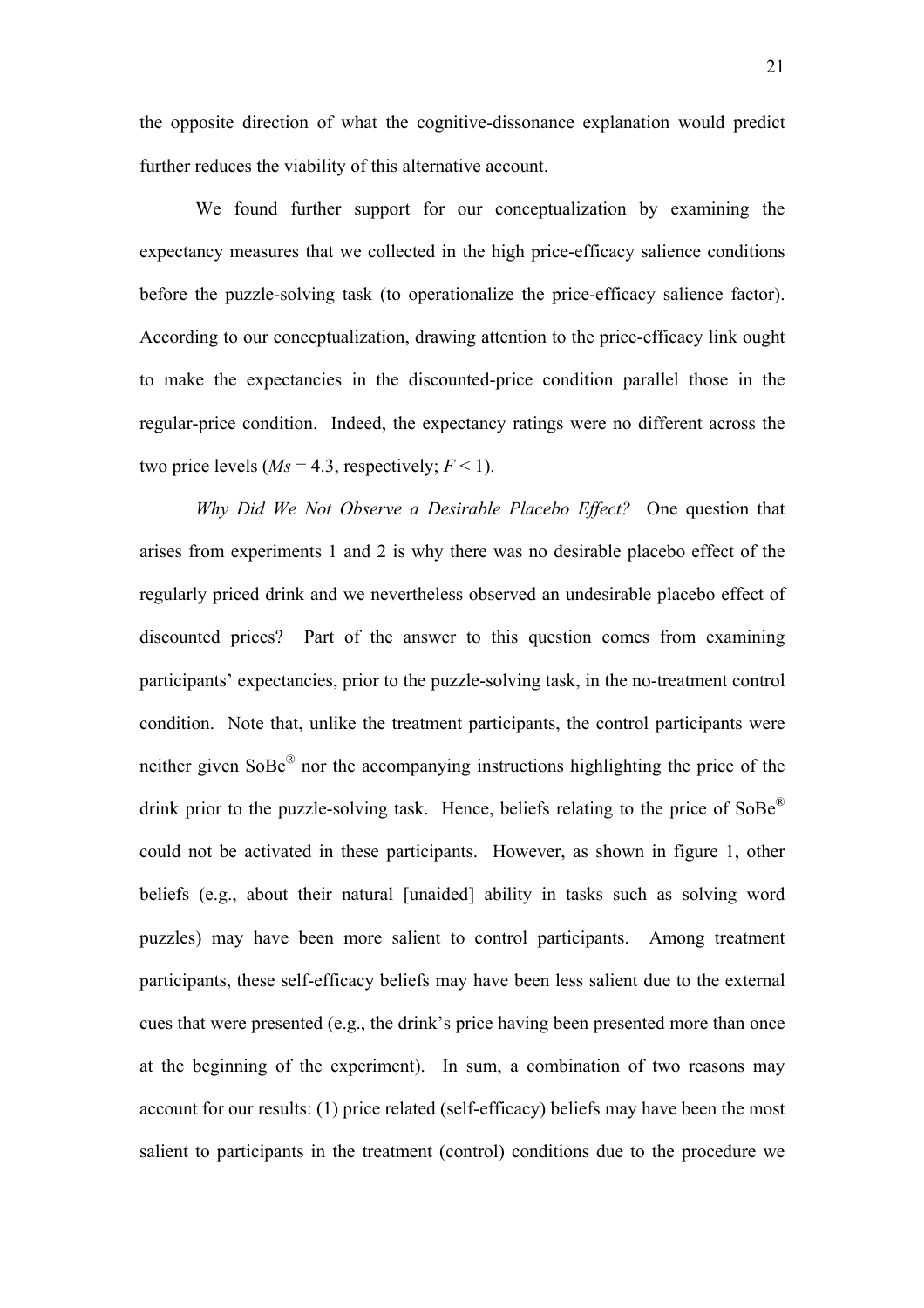the opposite direction of what the cognitive-dissonance explanation would predict further reduces the viability of this alternative account.

We found further support for our conceptualization by examining the expectancy measures that we collected in the high price-efficacy salience conditions before the puzzle-solving task (to operationalize the price-efficacy salience factor). According to our conceptualization, drawing attention to the price-efficacy link ought to make the expectancies in the discounted-price condition parallel those in the regular-price condition. Indeed, the expectancy ratings were no different across the two price levels ($Ms = 4.3$, respectively; $F < 1$).

*Why Did We Not Observe a Desirable Placebo Effect?* One question that arises from experiments 1 and 2 is why there was no desirable placebo effect of the regularly priced drink and we nevertheless observed an undesirable placebo effect of discounted prices? Part of the answer to this question comes from examining participants' expectancies, prior to the puzzle-solving task, in the no-treatment control condition. Note that, unlike the treatment participants, the control participants were neither given SoBe® nor the accompanying instructions highlighting the price of the drink prior to the puzzle-solving task. Hence, beliefs relating to the price of SoBe® could not be activated in these participants. However, as shown in figure 1, other beliefs (e.g., about their natural [unaided] ability in tasks such as solving word puzzles) may have been more salient to control participants. Among treatment participants, these self-efficacy beliefs may have been less salient due to the external cues that were presented (e.g., the drink's price having been presented more than once at the beginning of the experiment). In sum, a combination of two reasons may account for our results: (1) price related (self-efficacy) beliefs may have been the most salient to participants in the treatment (control) conditions due to the procedure we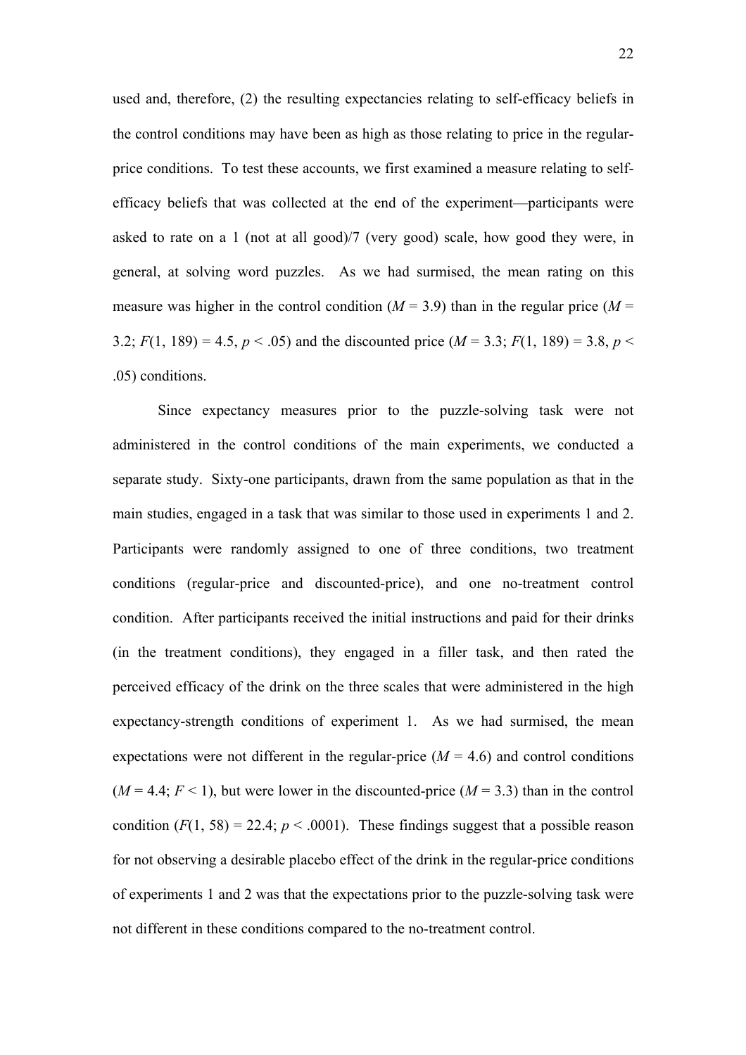used and, therefore, (2) the resulting expectancies relating to self-efficacy beliefs in the control conditions may have been as high as those relating to price in the regular-price conditions. To test these accounts, we first examined a measure relating to self-efficacy beliefs that was collected at the end of the experiment—participants were asked to rate on a 1 (not at all good)/7 (very good) scale, how good they were, in general, at solving word puzzles. As we had surmised, the mean rating on this measure was higher in the control condition ($M$ = 3.9) than in the regular price ($M$ = 3.2; $F(1, 189) = 4.5$, $p < .05$) and the discounted price ($M$ = 3.3; $F(1, 189) = 3.8$, $p < .05$) conditions.

Since expectancy measures prior to the puzzle-solving task were not administered in the control conditions of the main experiments, we conducted a separate study. Sixty-one participants, drawn from the same population as that in the main studies, engaged in a task that was similar to those used in experiments 1 and 2. Participants were randomly assigned to one of three conditions, two treatment conditions (regular-price and discounted-price), and one no-treatment control condition. After participants received the initial instructions and paid for their drinks (in the treatment conditions), they engaged in a filler task, and then rated the perceived efficacy of the drink on the three scales that were administered in the high expectancy-strength conditions of experiment 1. As we had surmised, the mean expectations were not different in the regular-price ($M$ = 4.6) and control conditions ($M$ = 4.4; $F < 1$), but were lower in the discounted-price ($M$ = 3.3) than in the control condition ($F(1, 58) = 22.4$; $p < .0001$). These findings suggest that a possible reason for not observing a desirable placebo effect of the drink in the regular-price conditions of experiments 1 and 2 was that the expectations prior to the puzzle-solving task were not different in these conditions compared to the no-treatment control.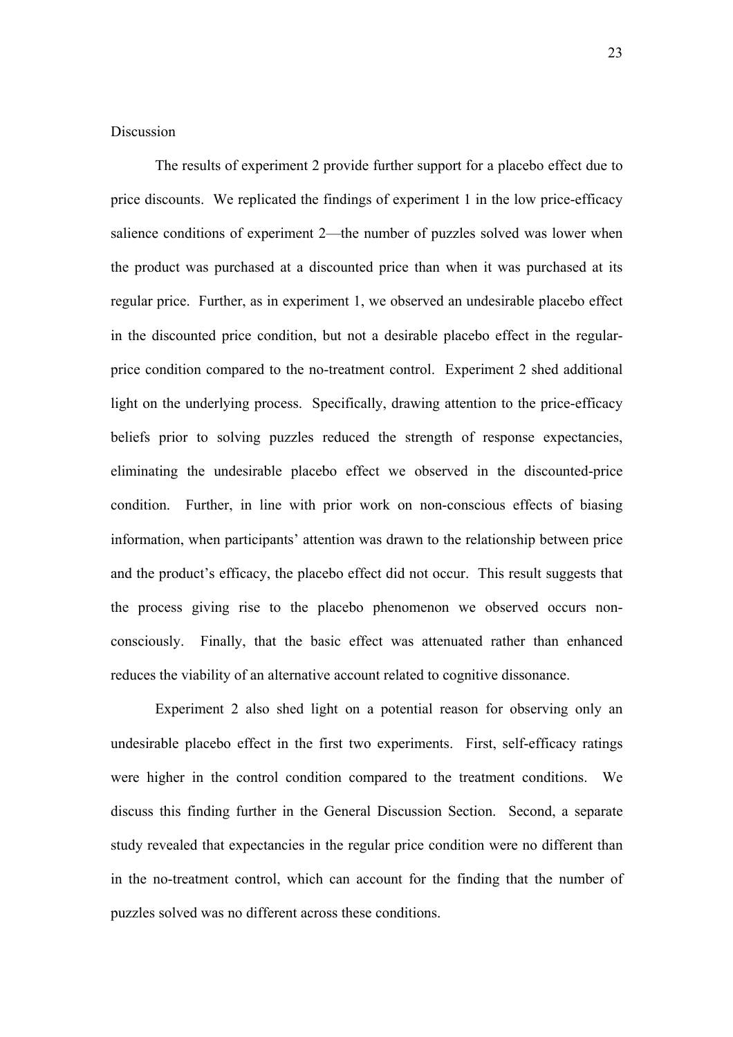Discussion

The results of experiment 2 provide further support for a placebo effect due to price discounts. We replicated the findings of experiment 1 in the low price-efficacy salience conditions of experiment 2—the number of puzzles solved was lower when the product was purchased at a discounted price than when it was purchased at its regular price. Further, as in experiment 1, we observed an undesirable placebo effect in the discounted price condition, but not a desirable placebo effect in the regular-price condition compared to the no-treatment control. Experiment 2 shed additional light on the underlying process. Specifically, drawing attention to the price-efficacy beliefs prior to solving puzzles reduced the strength of response expectancies, eliminating the undesirable placebo effect we observed in the discounted-price condition. Further, in line with prior work on non-conscious effects of biasing information, when participants' attention was drawn to the relationship between price and the product's efficacy, the placebo effect did not occur. This result suggests that the process giving rise to the placebo phenomenon we observed occurs non-consciously. Finally, that the basic effect was attenuated rather than enhanced reduces the viability of an alternative account related to cognitive dissonance.

Experiment 2 also shed light on a potential reason for observing only an undesirable placebo effect in the first two experiments. First, self-efficacy ratings were higher in the control condition compared to the treatment conditions. We discuss this finding further in the General Discussion Section. Second, a separate study revealed that expectancies in the regular price condition were no different than in the no-treatment control, which can account for the finding that the number of puzzles solved was no different across these conditions.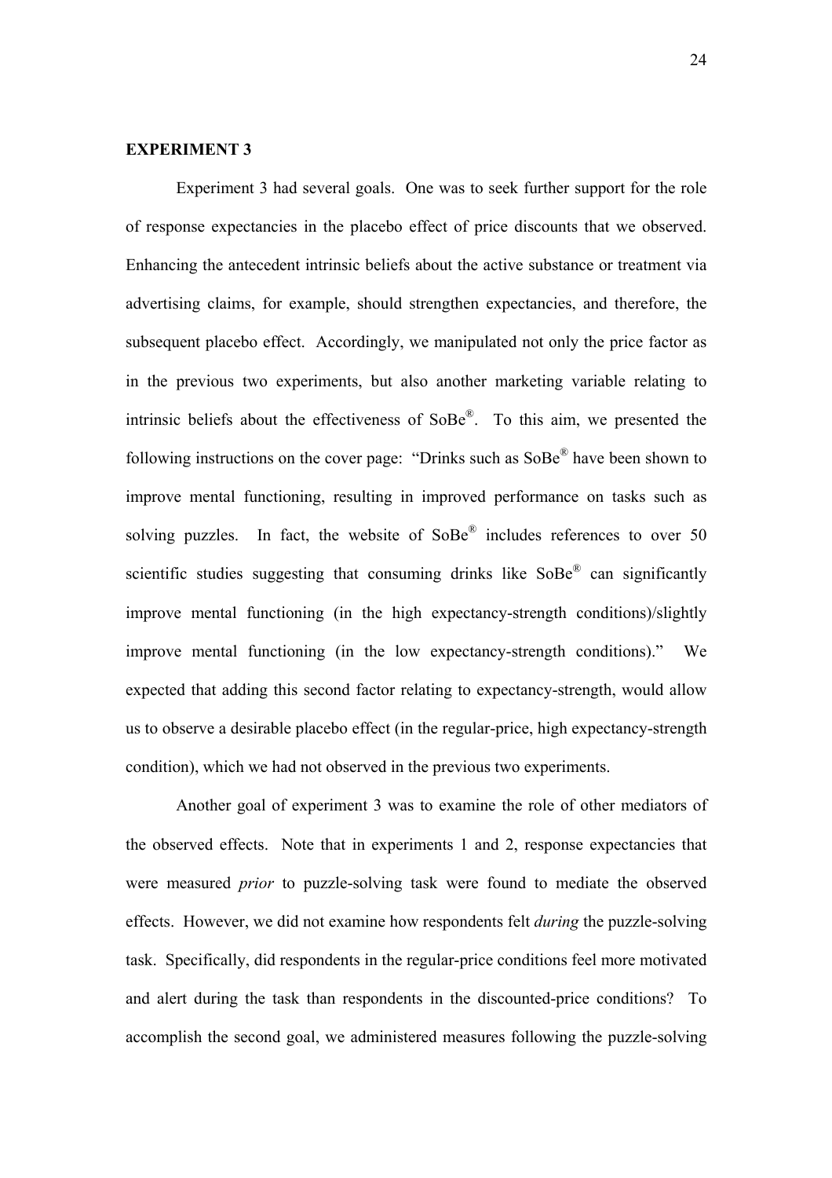**EXPERIMENT 3**

Experiment 3 had several goals. One was to seek further support for the role of response expectancies in the placebo effect of price discounts that we observed. Enhancing the antecedent intrinsic beliefs about the active substance or treatment via advertising claims, for example, should strengthen expectancies, and therefore, the subsequent placebo effect. Accordingly, we manipulated not only the price factor as in the previous two experiments, but also another marketing variable relating to intrinsic beliefs about the effectiveness of SoBe®. To this aim, we presented the following instructions on the cover page: "Drinks such as SoBe® have been shown to improve mental functioning, resulting in improved performance on tasks such as solving puzzles. In fact, the website of SoBe® includes references to over 50 scientific studies suggesting that consuming drinks like SoBe® can significantly improve mental functioning (in the high expectancy-strength conditions)/slightly improve mental functioning (in the low expectancy-strength conditions)." We expected that adding this second factor relating to expectancy-strength, would allow us to observe a desirable placebo effect (in the regular-price, high expectancy-strength condition), which we had not observed in the previous two experiments.

Another goal of experiment 3 was to examine the role of other mediators of the observed effects. Note that in experiments 1 and 2, response expectancies that were measured *prior* to puzzle-solving task were found to mediate the observed effects. However, we did not examine how respondents felt *during* the puzzle-solving task. Specifically, did respondents in the regular-price conditions feel more motivated and alert during the task than respondents in the discounted-price conditions? To accomplish the second goal, we administered measures following the puzzle-solving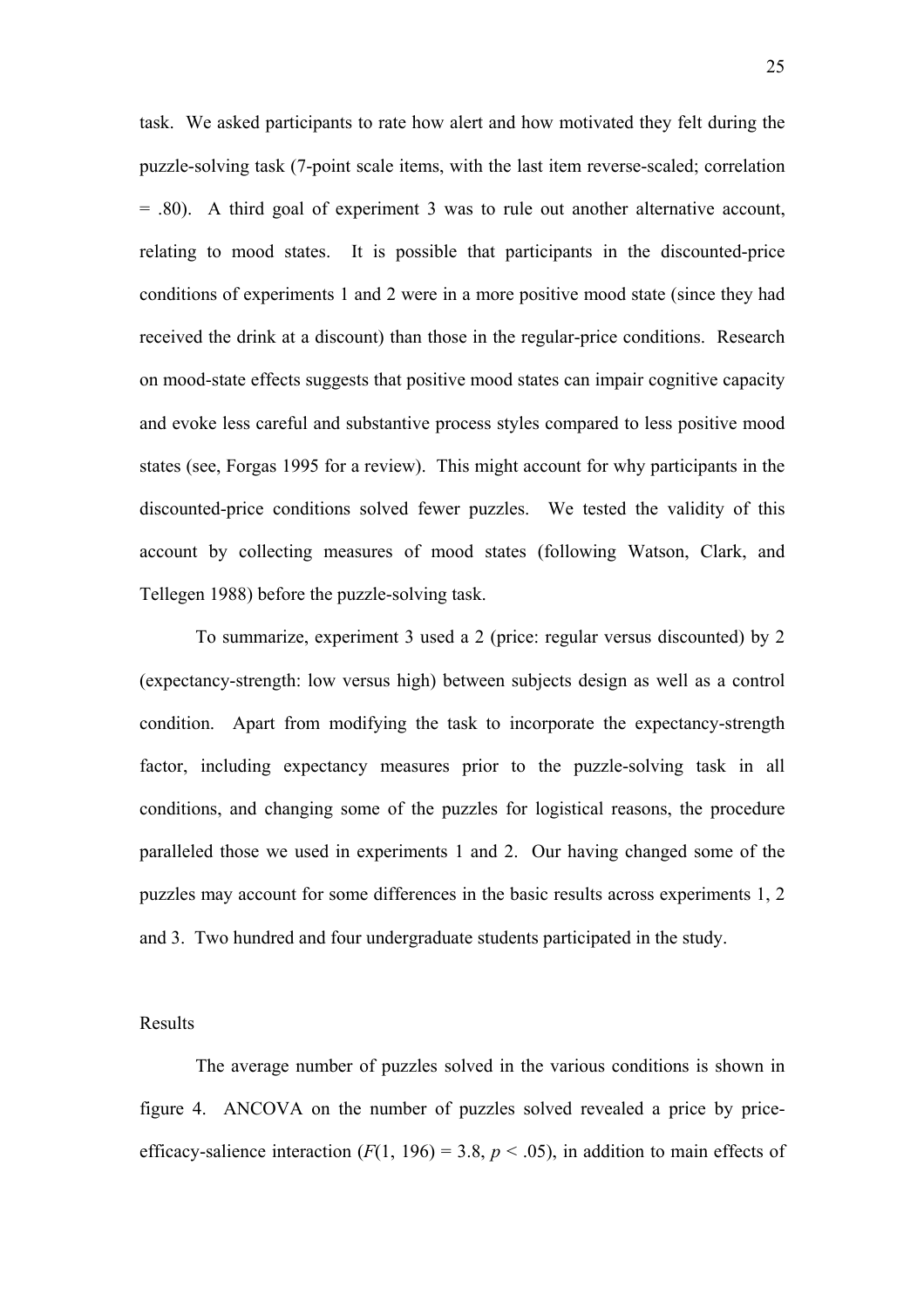task. We asked participants to rate how alert and how motivated they felt during the puzzle-solving task (7-point scale items, with the last item reverse-scaled; correlation = .80). A third goal of experiment 3 was to rule out another alternative account, relating to mood states. It is possible that participants in the discounted-price conditions of experiments 1 and 2 were in a more positive mood state (since they had received the drink at a discount) than those in the regular-price conditions. Research on mood-state effects suggests that positive mood states can impair cognitive capacity and evoke less careful and substantive process styles compared to less positive mood states (see, Forgas 1995 for a review). This might account for why participants in the discounted-price conditions solved fewer puzzles. We tested the validity of this account by collecting measures of mood states (following Watson, Clark, and Tellegen 1988) before the puzzle-solving task.

To summarize, experiment 3 used a 2 (price: regular versus discounted) by 2 (expectancy-strength: low versus high) between subjects design as well as a control condition. Apart from modifying the task to incorporate the expectancy-strength factor, including expectancy measures prior to the puzzle-solving task in all conditions, and changing some of the puzzles for logistical reasons, the procedure paralleled those we used in experiments 1 and 2. Our having changed some of the puzzles may account for some differences in the basic results across experiments 1, 2 and 3. Two hundred and four undergraduate students participated in the study.

Results

The average number of puzzles solved in the various conditions is shown in figure 4. ANCOVA on the number of puzzles solved revealed a price by price-efficacy-salience interaction ($F(1, 196) = 3.8$, $p < .05$), in addition to main effects of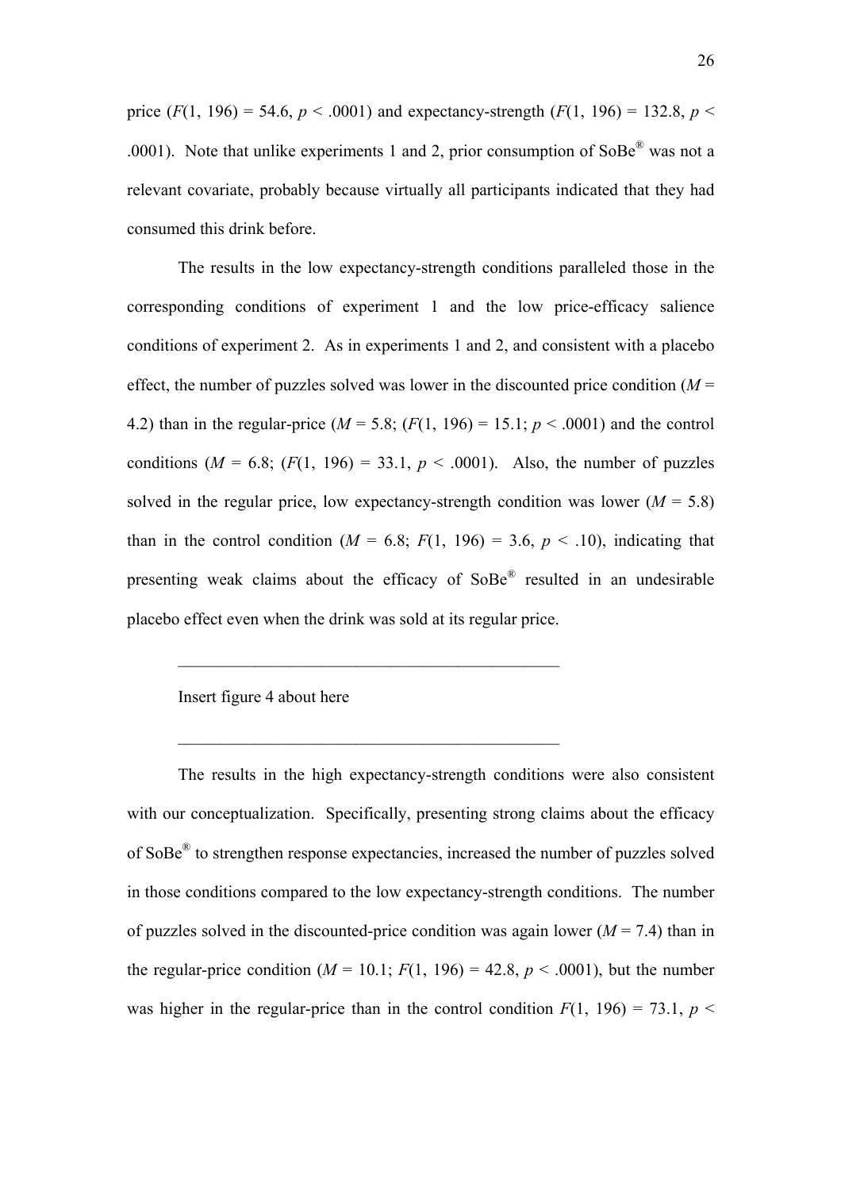price ($F(1, 196) = 54.6$, $p < .0001$) and expectancy-strength ($F(1, 196) = 132.8$, $p < .0001$). Note that unlike experiments 1 and 2, prior consumption of SoBe® was not a relevant covariate, probably because virtually all participants indicated that they had consumed this drink before.

The results in the low expectancy-strength conditions paralleled those in the corresponding conditions of experiment 1 and the low price-efficacy salience conditions of experiment 2. As in experiments 1 and 2, and consistent with a placebo effect, the number of puzzles solved was lower in the discounted price condition ($M = 4.2$) than in the regular-price ($M = 5.8$; ($F(1, 196) = 15.1$; $p < .0001$) and the control conditions ($M = 6.8$; ($F(1, 196) = 33.1$, $p < .0001$). Also, the number of puzzles solved in the regular price, low expectancy-strength condition was lower ($M = 5.8$) than in the control condition ($M = 6.8$; $F(1, 196) = 3.6$, $p < .10$), indicating that presenting weak claims about the efficacy of SoBe® resulted in an undesirable placebo effect even when the drink was sold at its regular price.

---

Insert figure 4 about here

---

The results in the high expectancy-strength conditions were also consistent with our conceptualization. Specifically, presenting strong claims about the efficacy of SoBe® to strengthen response expectancies, increased the number of puzzles solved in those conditions compared to the low expectancy-strength conditions. The number of puzzles solved in the discounted-price condition was again lower ($M = 7.4$) than in the regular-price condition ($M = 10.1$; $F(1, 196) = 42.8$, $p < .0001$), but the number was higher in the regular-price than in the control condition $F(1, 196) = 73.1$, $p <$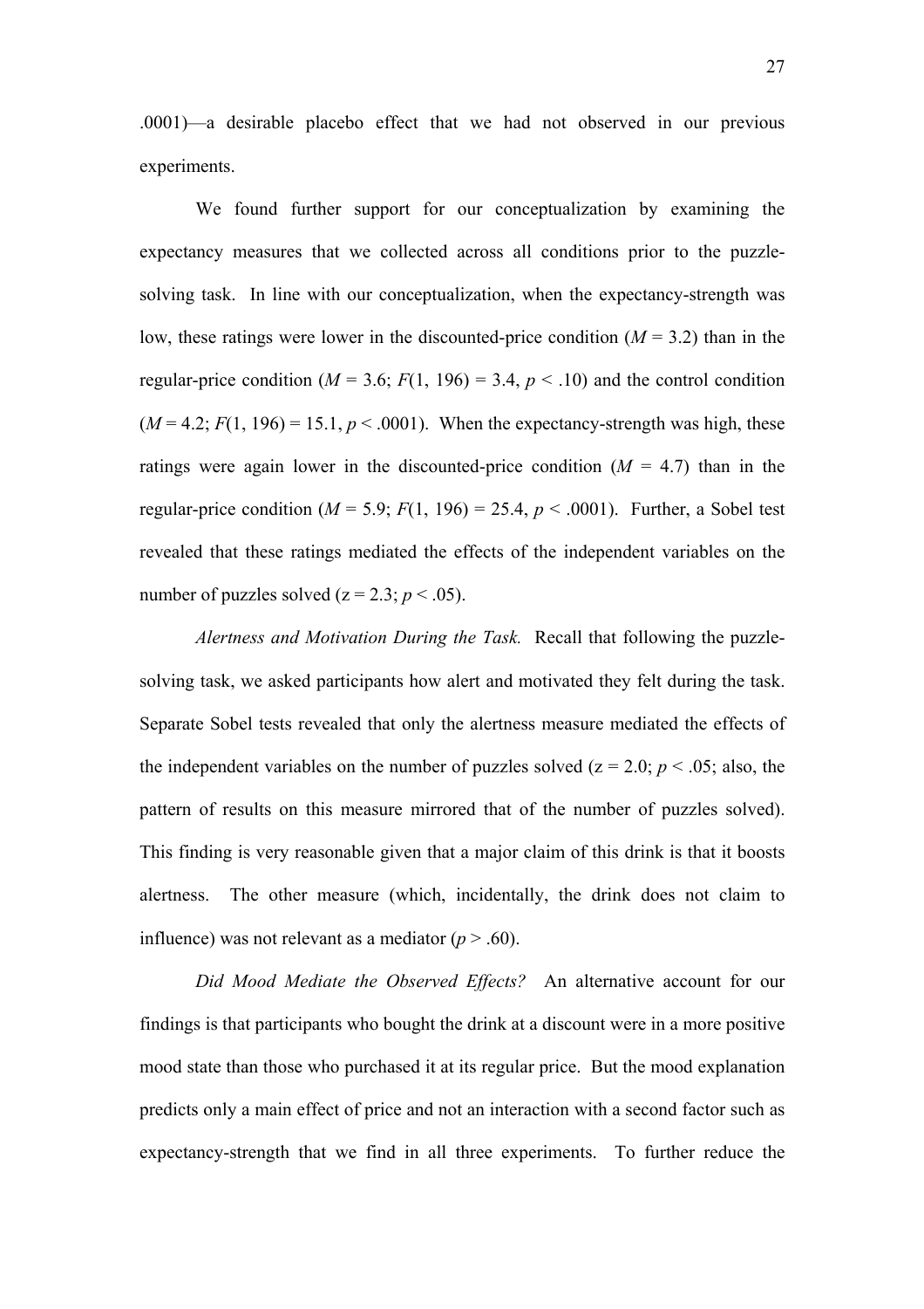.0001)—a desirable placebo effect that we had not observed in our previous experiments.

We found further support for our conceptualization by examining the expectancy measures that we collected across all conditions prior to the puzzle-solving task. In line with our conceptualization, when the expectancy-strength was low, these ratings were lower in the discounted-price condition ($M = 3.2$) than in the regular-price condition ($M = 3.6$; $F(1, 196) = 3.4$, $p < .10$) and the control condition ($M = 4.2$; $F(1, 196) = 15.1$, $p < .0001$). When the expectancy-strength was high, these ratings were again lower in the discounted-price condition ($M = 4.7$) than in the regular-price condition ($M = 5.9$; $F(1, 196) = 25.4$, $p < .0001$). Further, a Sobel test revealed that these ratings mediated the effects of the independent variables on the number of puzzles solved ($z = 2.3$; $p < .05$).

*Alertness and Motivation During the Task.* Recall that following the puzzle-solving task, we asked participants how alert and motivated they felt during the task. Separate Sobel tests revealed that only the alertness measure mediated the effects of the independent variables on the number of puzzles solved ($z = 2.0$; $p < .05$; also, the pattern of results on this measure mirrored that of the number of puzzles solved). This finding is very reasonable given that a major claim of this drink is that it boosts alertness. The other measure (which, incidentally, the drink does not claim to influence) was not relevant as a mediator ($p > .60$).

*Did Mood Mediate the Observed Effects?* An alternative account for our findings is that participants who bought the drink at a discount were in a more positive mood state than those who purchased it at its regular price. But the mood explanation predicts only a main effect of price and not an interaction with a second factor such as expectancy-strength that we find in all three experiments. To further reduce the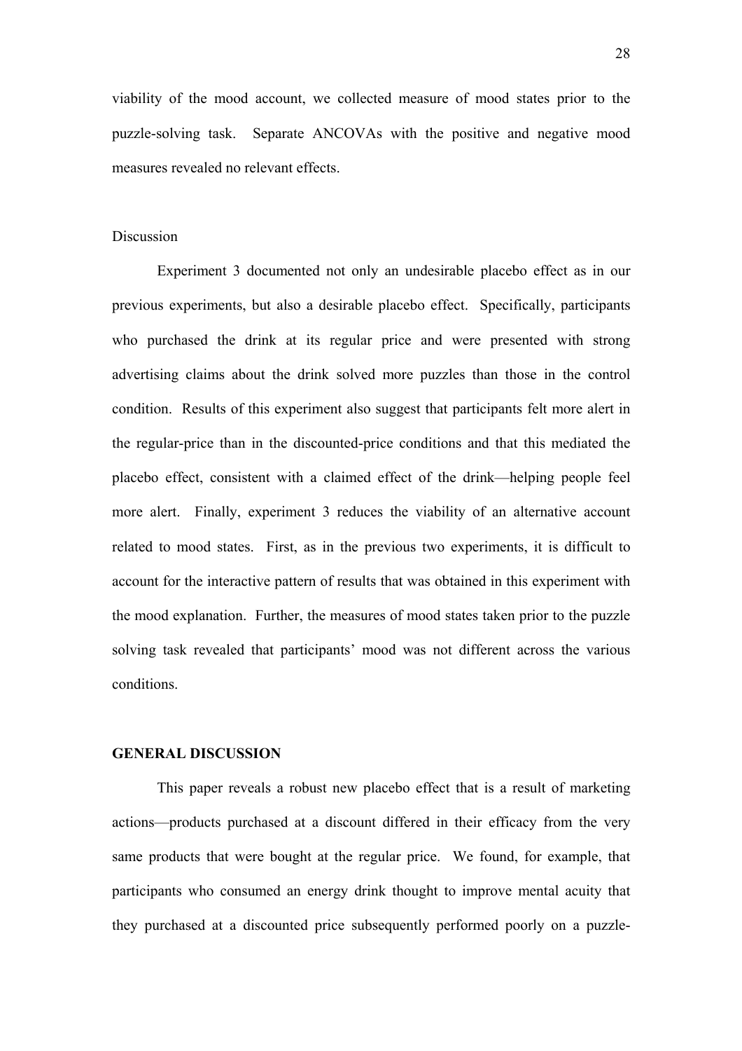viability of the mood account, we collected measure of mood states prior to the puzzle-solving task. Separate ANCOVAs with the positive and negative mood measures revealed no relevant effects.

### Discussion

Experiment 3 documented not only an undesirable placebo effect as in our previous experiments, but also a desirable placebo effect. Specifically, participants who purchased the drink at its regular price and were presented with strong advertising claims about the drink solved more puzzles than those in the control condition. Results of this experiment also suggest that participants felt more alert in the regular-price than in the discounted-price conditions and that this mediated the placebo effect, consistent with a claimed effect of the drink—helping people feel more alert. Finally, experiment 3 reduces the viability of an alternative account related to mood states. First, as in the previous two experiments, it is difficult to account for the interactive pattern of results that was obtained in this experiment with the mood explanation. Further, the measures of mood states taken prior to the puzzle solving task revealed that participants' mood was not different across the various conditions.

## GENERAL DISCUSSION

This paper reveals a robust new placebo effect that is a result of marketing actions—products purchased at a discount differed in their efficacy from the very same products that were bought at the regular price. We found, for example, that participants who consumed an energy drink thought to improve mental acuity that they purchased at a discounted price subsequently performed poorly on a puzzle-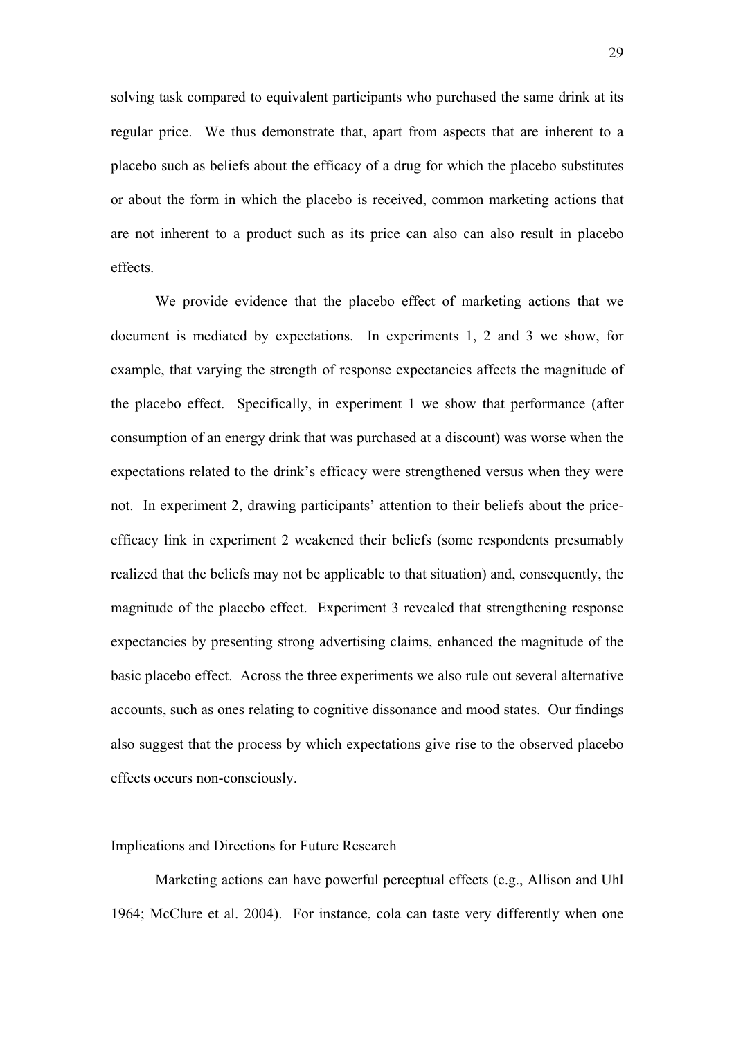solving task compared to equivalent participants who purchased the same drink at its regular price. We thus demonstrate that, apart from aspects that are inherent to a placebo such as beliefs about the efficacy of a drug for which the placebo substitutes or about the form in which the placebo is received, common marketing actions that are not inherent to a product such as its price can also can also result in placebo effects.

We provide evidence that the placebo effect of marketing actions that we document is mediated by expectations. In experiments 1, 2 and 3 we show, for example, that varying the strength of response expectancies affects the magnitude of the placebo effect. Specifically, in experiment 1 we show that performance (after consumption of an energy drink that was purchased at a discount) was worse when the expectations related to the drink's efficacy were strengthened versus when they were not. In experiment 2, drawing participants' attention to their beliefs about the price-efficacy link in experiment 2 weakened their beliefs (some respondents presumably realized that the beliefs may not be applicable to that situation) and, consequently, the magnitude of the placebo effect. Experiment 3 revealed that strengthening response expectancies by presenting strong advertising claims, enhanced the magnitude of the basic placebo effect. Across the three experiments we also rule out several alternative accounts, such as ones relating to cognitive dissonance and mood states. Our findings also suggest that the process by which expectations give rise to the observed placebo effects occurs non-consciously.

## Implications and Directions for Future Research

Marketing actions can have powerful perceptual effects (e.g., Allison and Uhl 1964; McClure et al. 2004). For instance, cola can taste very differently when one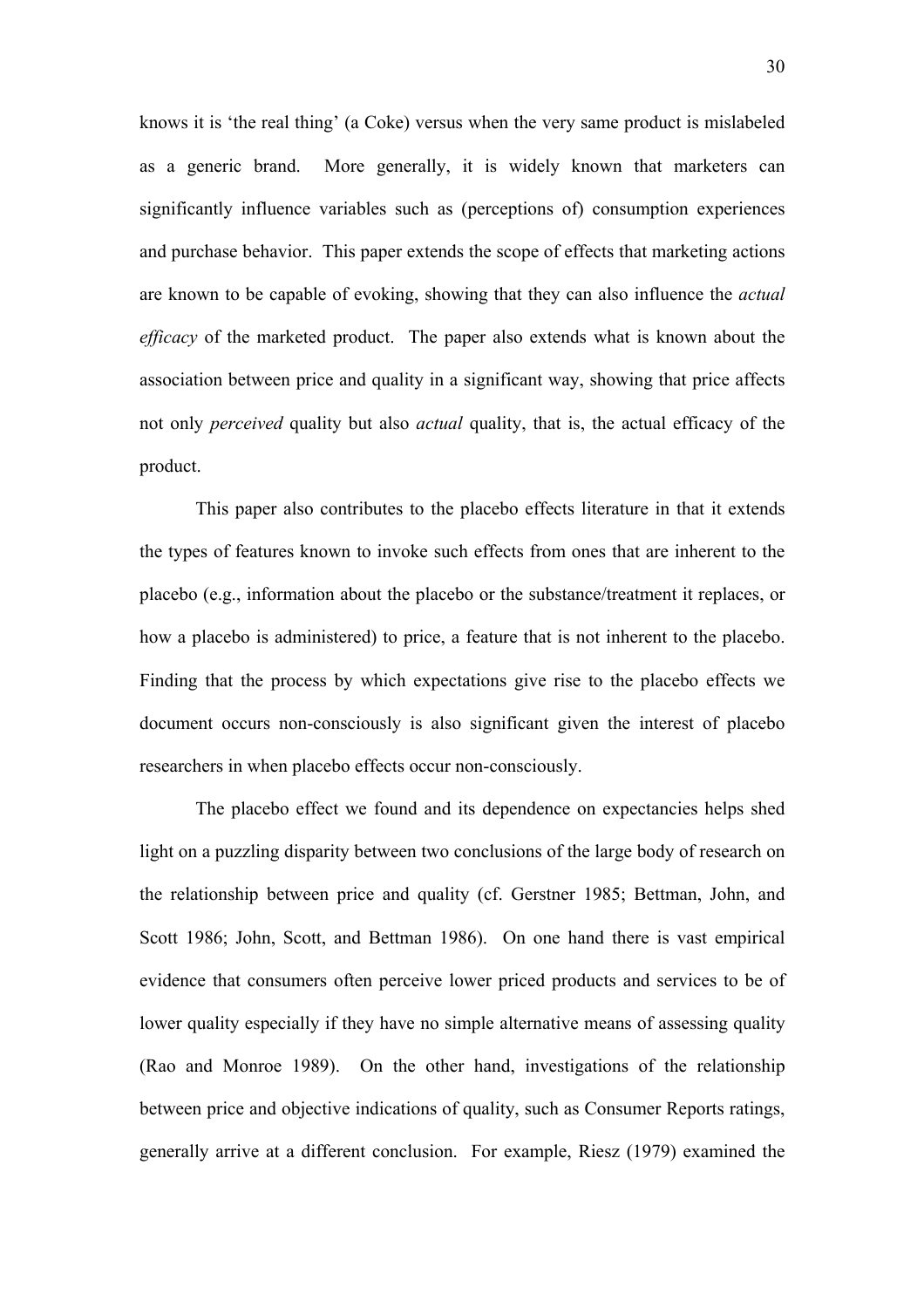knows it is 'the real thing' (a Coke) versus when the very same product is mislabeled as a generic brand. More generally, it is widely known that marketers can significantly influence variables such as (perceptions of) consumption experiences and purchase behavior. This paper extends the scope of effects that marketing actions are known to be capable of evoking, showing that they can also influence the *actual efficacy* of the marketed product. The paper also extends what is known about the association between price and quality in a significant way, showing that price affects not only *perceived* quality but also *actual* quality, that is, the actual efficacy of the product.

This paper also contributes to the placebo effects literature in that it extends the types of features known to invoke such effects from ones that are inherent to the placebo (e.g., information about the placebo or the substance/treatment it replaces, or how a placebo is administered) to price, a feature that is not inherent to the placebo. Finding that the process by which expectations give rise to the placebo effects we document occurs non-consciously is also significant given the interest of placebo researchers in when placebo effects occur non-consciously.

The placebo effect we found and its dependence on expectancies helps shed light on a puzzling disparity between two conclusions of the large body of research on the relationship between price and quality (cf. Gerstner 1985; Bettman, John, and Scott 1986; John, Scott, and Bettman 1986). On one hand there is vast empirical evidence that consumers often perceive lower priced products and services to be of lower quality especially if they have no simple alternative means of assessing quality (Rao and Monroe 1989). On the other hand, investigations of the relationship between price and objective indications of quality, such as Consumer Reports ratings, generally arrive at a different conclusion. For example, Riesz (1979) examined the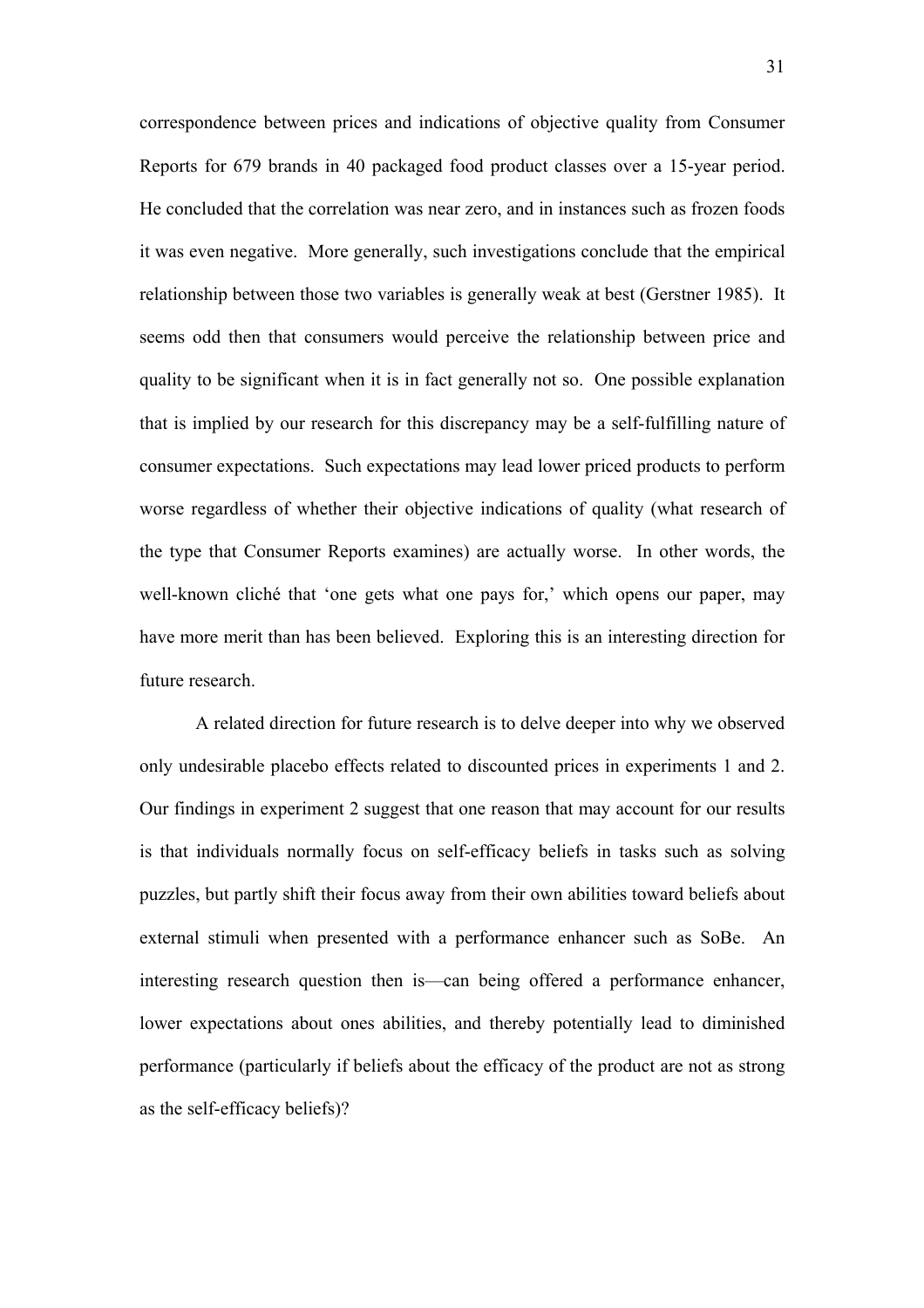correspondence between prices and indications of objective quality from Consumer Reports for 679 brands in 40 packaged food product classes over a 15-year period. He concluded that the correlation was near zero, and in instances such as frozen foods it was even negative. More generally, such investigations conclude that the empirical relationship between those two variables is generally weak at best (Gerstner 1985). It seems odd then that consumers would perceive the relationship between price and quality to be significant when it is in fact generally not so. One possible explanation that is implied by our research for this discrepancy may be a self-fulfilling nature of consumer expectations. Such expectations may lead lower priced products to perform worse regardless of whether their objective indications of quality (what research of the type that Consumer Reports examines) are actually worse. In other words, the well-known cliché that 'one gets what one pays for,' which opens our paper, may have more merit than has been believed. Exploring this is an interesting direction for future research.

A related direction for future research is to delve deeper into why we observed only undesirable placebo effects related to discounted prices in experiments 1 and 2. Our findings in experiment 2 suggest that one reason that may account for our results is that individuals normally focus on self-efficacy beliefs in tasks such as solving puzzles, but partly shift their focus away from their own abilities toward beliefs about external stimuli when presented with a performance enhancer such as SoBe. An interesting research question then is—can being offered a performance enhancer, lower expectations about ones abilities, and thereby potentially lead to diminished performance (particularly if beliefs about the efficacy of the product are not as strong as the self-efficacy beliefs)?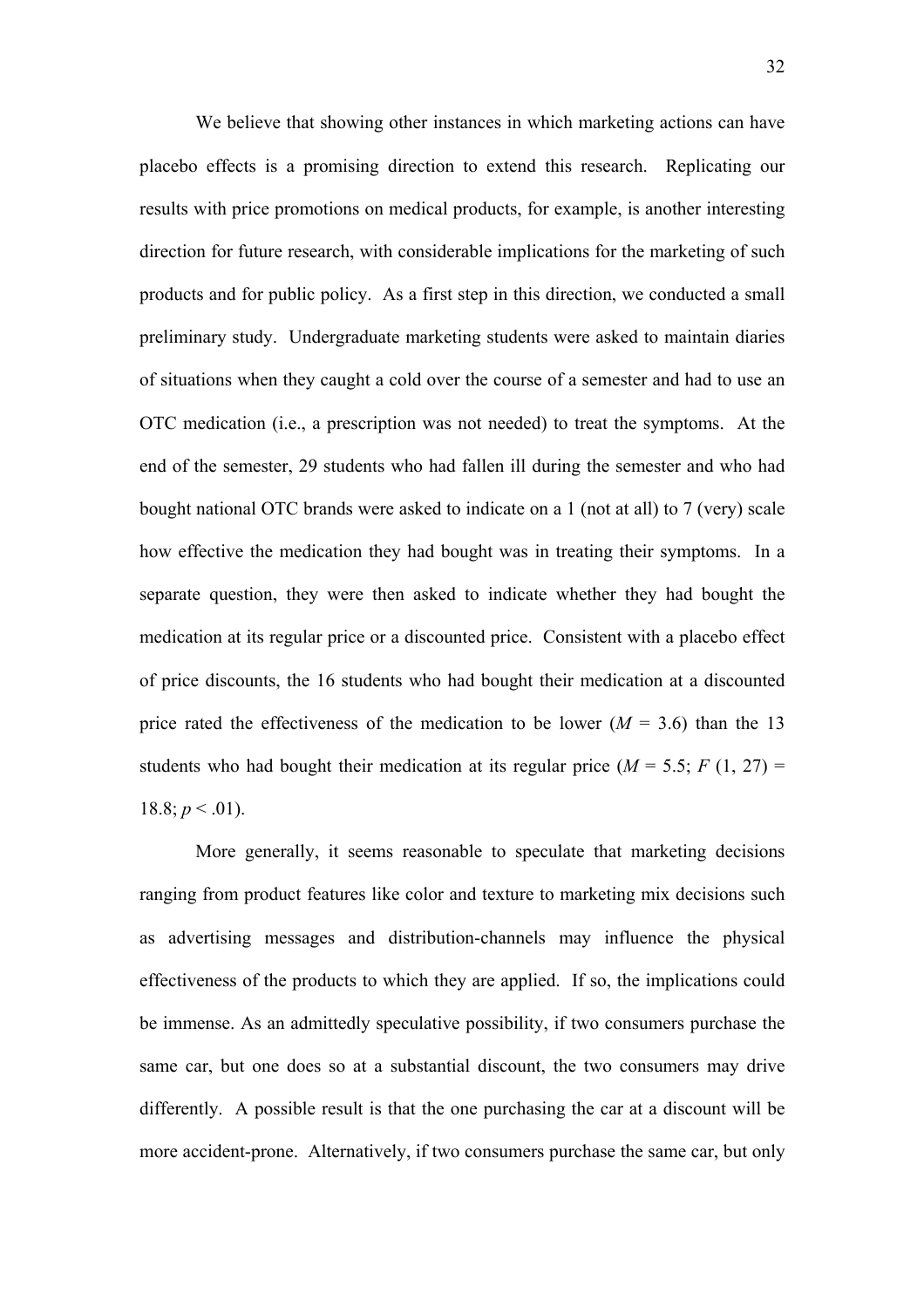We believe that showing other instances in which marketing actions can have placebo effects is a promising direction to extend this research. Replicating our results with price promotions on medical products, for example, is another interesting direction for future research, with considerable implications for the marketing of such products and for public policy. As a first step in this direction, we conducted a small preliminary study. Undergraduate marketing students were asked to maintain diaries of situations when they caught a cold over the course of a semester and had to use an OTC medication (i.e., a prescription was not needed) to treat the symptoms. At the end of the semester, 29 students who had fallen ill during the semester and who had bought national OTC brands were asked to indicate on a 1 (not at all) to 7 (very) scale how effective the medication they had bought was in treating their symptoms. In a separate question, they were then asked to indicate whether they had bought the medication at its regular price or a discounted price. Consistent with a placebo effect of price discounts, the 16 students who had bought their medication at a discounted price rated the effectiveness of the medication to be lower ($M$ = 3.6) than the 13 students who had bought their medication at its regular price ($M$ = 5.5; $F$ (1, 27) = 18.8; $p$ < .01).

More generally, it seems reasonable to speculate that marketing decisions ranging from product features like color and texture to marketing mix decisions such as advertising messages and distribution-channels may influence the physical effectiveness of the products to which they are applied. If so, the implications could be immense. As an admittedly speculative possibility, if two consumers purchase the same car, but one does so at a substantial discount, the two consumers may drive differently. A possible result is that the one purchasing the car at a discount will be more accident-prone. Alternatively, if two consumers purchase the same car, but only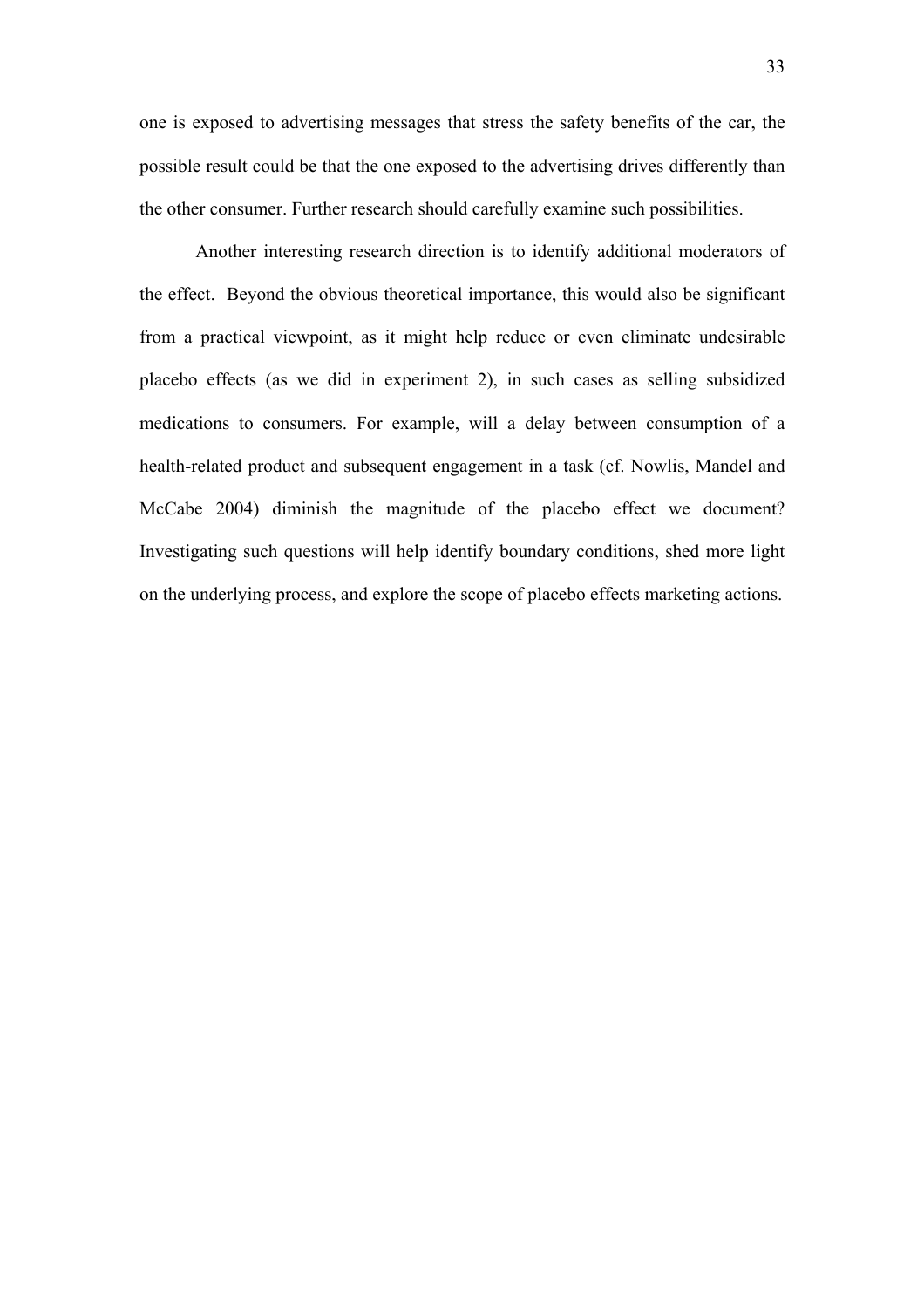one is exposed to advertising messages that stress the safety benefits of the car, the possible result could be that the one exposed to the advertising drives differently than the other consumer. Further research should carefully examine such possibilities.

Another interesting research direction is to identify additional moderators of the effect. Beyond the obvious theoretical importance, this would also be significant from a practical viewpoint, as it might help reduce or even eliminate undesirable placebo effects (as we did in experiment 2), in such cases as selling subsidized medications to consumers. For example, will a delay between consumption of a health-related product and subsequent engagement in a task (cf. Nowlis, Mandel and McCabe 2004) diminish the magnitude of the placebo effect we document? Investigating such questions will help identify boundary conditions, shed more light on the underlying process, and explore the scope of placebo effects marketing actions.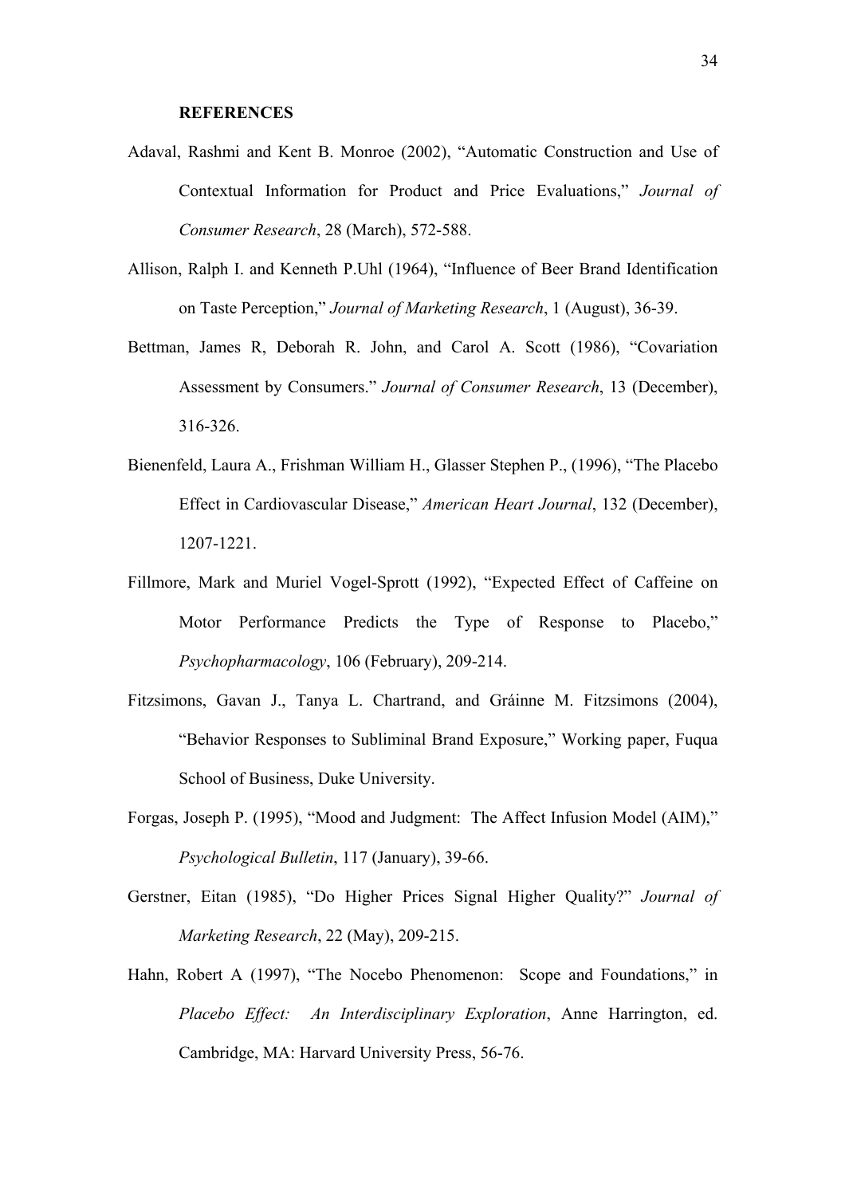**REFERENCES**

Adaval, Rashmi and Kent B. Monroe (2002), "Automatic Construction and Use of Contextual Information for Product and Price Evaluations," *Journal of Consumer Research*, 28 (March), 572-588.

Allison, Ralph I. and Kenneth P.Uhl (1964), "Influence of Beer Brand Identification on Taste Perception," *Journal of Marketing Research*, 1 (August), 36-39.

Bettman, James R, Deborah R. John, and Carol A. Scott (1986), "Covariation Assessment by Consumers." *Journal of Consumer Research*, 13 (December), 316-326.

Bienenfeld, Laura A., Frishman William H., Glasser Stephen P., (1996), "The Placebo Effect in Cardiovascular Disease," *American Heart Journal*, 132 (December), 1207-1221.

Fillmore, Mark and Muriel Vogel-Sprott (1992), "Expected Effect of Caffeine on Motor Performance Predicts the Type of Response to Placebo," *Psychopharmacology*, 106 (February), 209-214.

Fitzsimons, Gavan J., Tanya L. Chartrand, and Gráinne M. Fitzsimons (2004), "Behavior Responses to Subliminal Brand Exposure," Working paper, Fuqua School of Business, Duke University.

Forgas, Joseph P. (1995), "Mood and Judgment: The Affect Infusion Model (AIM)," *Psychological Bulletin*, 117 (January), 39-66.

Gerstner, Eitan (1985), "Do Higher Prices Signal Higher Quality?" *Journal of Marketing Research*, 22 (May), 209-215.

Hahn, Robert A (1997), "The Nocebo Phenomenon: Scope and Foundations," in *Placebo Effect: An Interdisciplinary Exploration*, Anne Harrington, ed. Cambridge, MA: Harvard University Press, 56-76.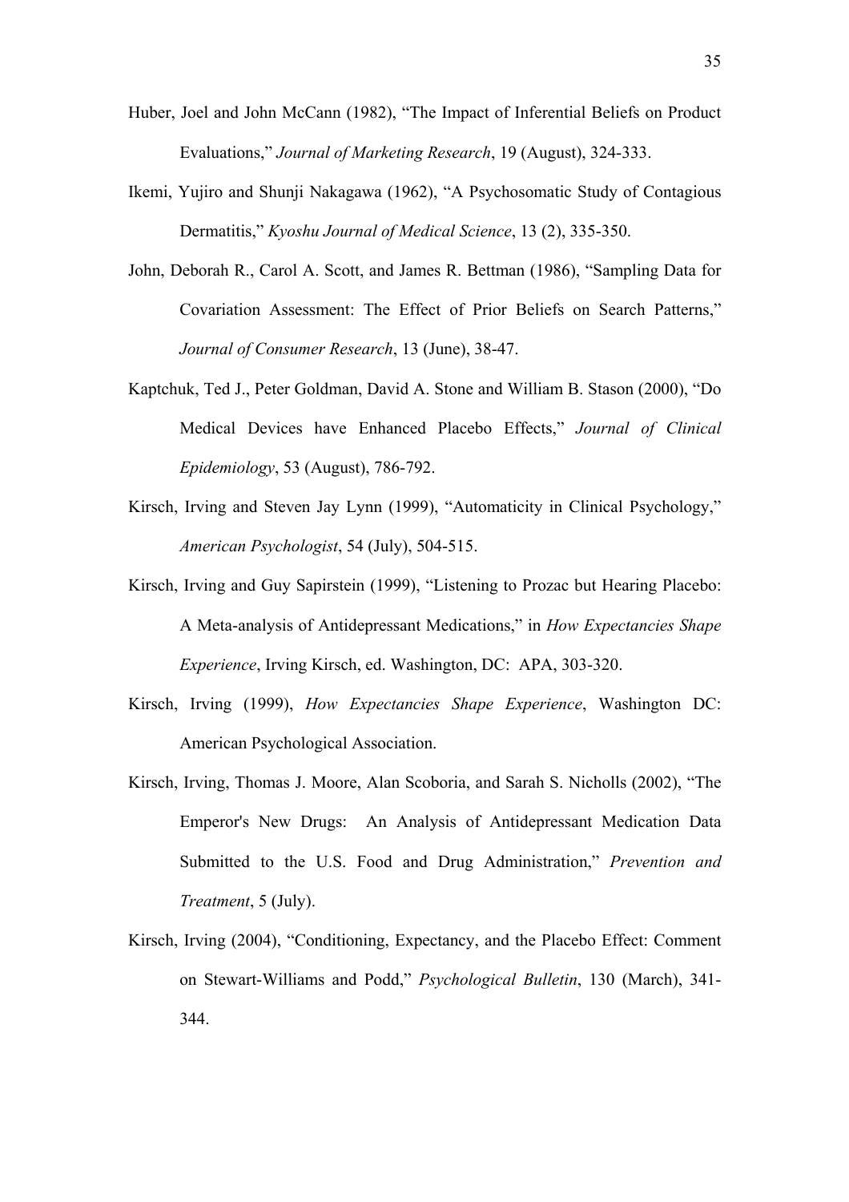Huber, Joel and John McCann (1982), "The Impact of Inferential Beliefs on Product Evaluations," *Journal of Marketing Research*, 19 (August), 324-333.

Ikemi, Yujiro and Shunji Nakagawa (1962), "A Psychosomatic Study of Contagious Dermatitis," *Kyoshu Journal of Medical Science*, 13 (2), 335-350.

John, Deborah R., Carol A. Scott, and James R. Bettman (1986), "Sampling Data for Covariation Assessment: The Effect of Prior Beliefs on Search Patterns," *Journal of Consumer Research*, 13 (June), 38-47.

Kaptchuk, Ted J., Peter Goldman, David A. Stone and William B. Stason (2000), "Do Medical Devices have Enhanced Placebo Effects," *Journal of Clinical Epidemiology*, 53 (August), 786-792.

Kirsch, Irving and Steven Jay Lynn (1999), "Automaticity in Clinical Psychology," *American Psychologist*, 54 (July), 504-515.

Kirsch, Irving and Guy Sapirstein (1999), "Listening to Prozac but Hearing Placebo: A Meta-analysis of Antidepressant Medications," in *How Expectancies Shape Experience*, Irving Kirsch, ed. Washington, DC: APA, 303-320.

Kirsch, Irving (1999), *How Expectancies Shape Experience*, Washington DC: American Psychological Association.

Kirsch, Irving, Thomas J. Moore, Alan Scoboria, and Sarah S. Nicholls (2002), "The Emperor's New Drugs: An Analysis of Antidepressant Medication Data Submitted to the U.S. Food and Drug Administration," *Prevention and Treatment*, 5 (July).

Kirsch, Irving (2004), "Conditioning, Expectancy, and the Placebo Effect: Comment on Stewart-Williams and Podd," *Psychological Bulletin*, 130 (March), 341-344.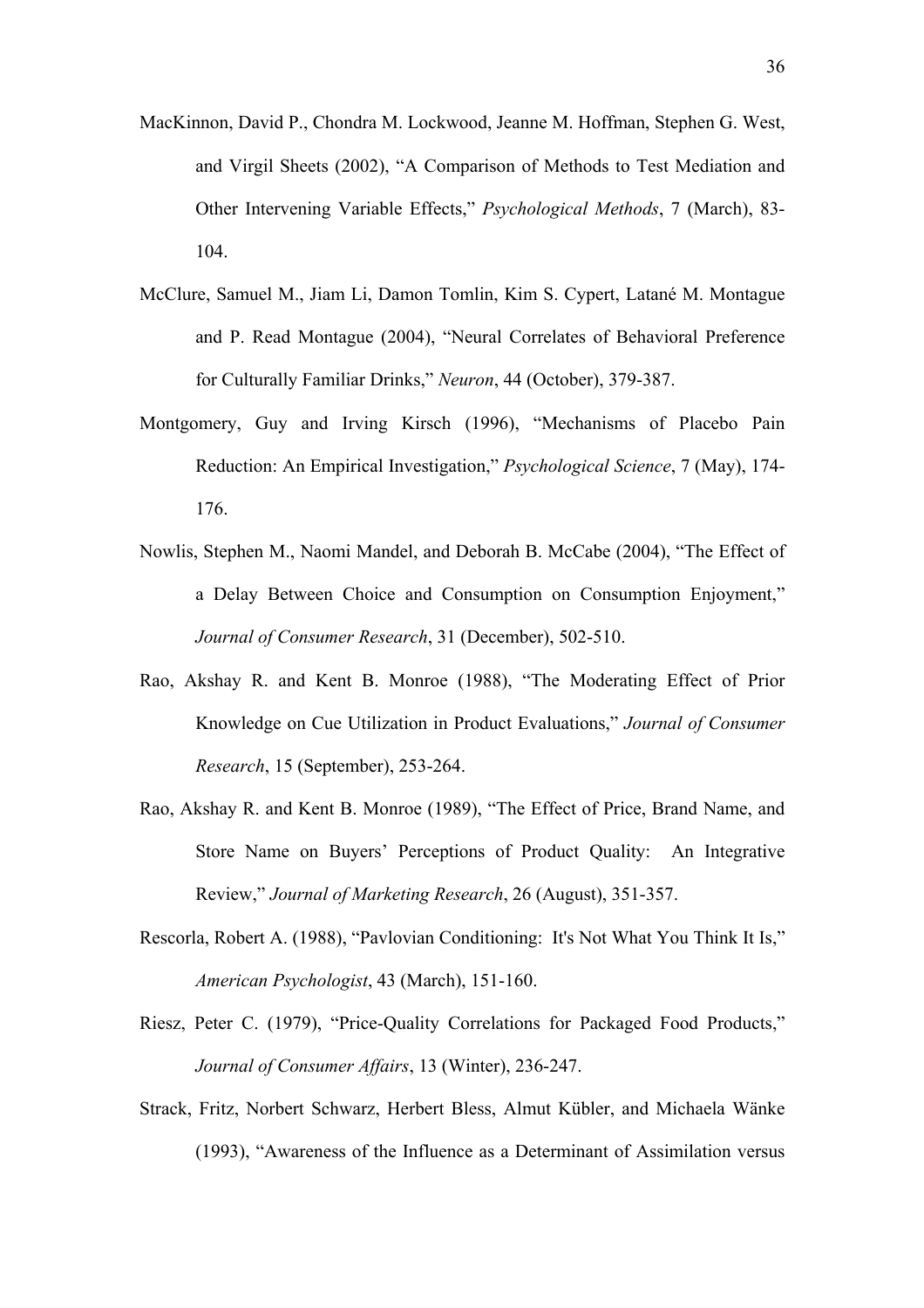MacKinnon, David P., Chondra M. Lockwood, Jeanne M. Hoffman, Stephen G. West, and Virgil Sheets (2002), "A Comparison of Methods to Test Mediation and Other Intervening Variable Effects," *Psychological Methods*, 7 (March), 83-104.

McClure, Samuel M., Jiam Li, Damon Tomlin, Kim S. Cypert, Latané M. Montague and P. Read Montague (2004), "Neural Correlates of Behavioral Preference for Culturally Familiar Drinks," *Neuron*, 44 (October), 379-387.

Montgomery, Guy and Irving Kirsch (1996), "Mechanisms of Placebo Pain Reduction: An Empirical Investigation," *Psychological Science*, 7 (May), 174-176.

Nowlis, Stephen M., Naomi Mandel, and Deborah B. McCabe (2004), "The Effect of a Delay Between Choice and Consumption on Consumption Enjoyment," *Journal of Consumer Research*, 31 (December), 502-510.

Rao, Akshay R. and Kent B. Monroe (1988), "The Moderating Effect of Prior Knowledge on Cue Utilization in Product Evaluations," *Journal of Consumer Research*, 15 (September), 253-264.

Rao, Akshay R. and Kent B. Monroe (1989), "The Effect of Price, Brand Name, and Store Name on Buyers' Perceptions of Product Quality: An Integrative Review," *Journal of Marketing Research*, 26 (August), 351-357.

Rescorla, Robert A. (1988), "Pavlovian Conditioning: It's Not What You Think It Is," *American Psychologist*, 43 (March), 151-160.

Riesz, Peter C. (1979), "Price-Quality Correlations for Packaged Food Products," *Journal of Consumer Affairs*, 13 (Winter), 236-247.

Strack, Fritz, Norbert Schwarz, Herbert Bless, Almut Kübler, and Michaela Wänke (1993), "Awareness of the Influence as a Determinant of Assimilation versus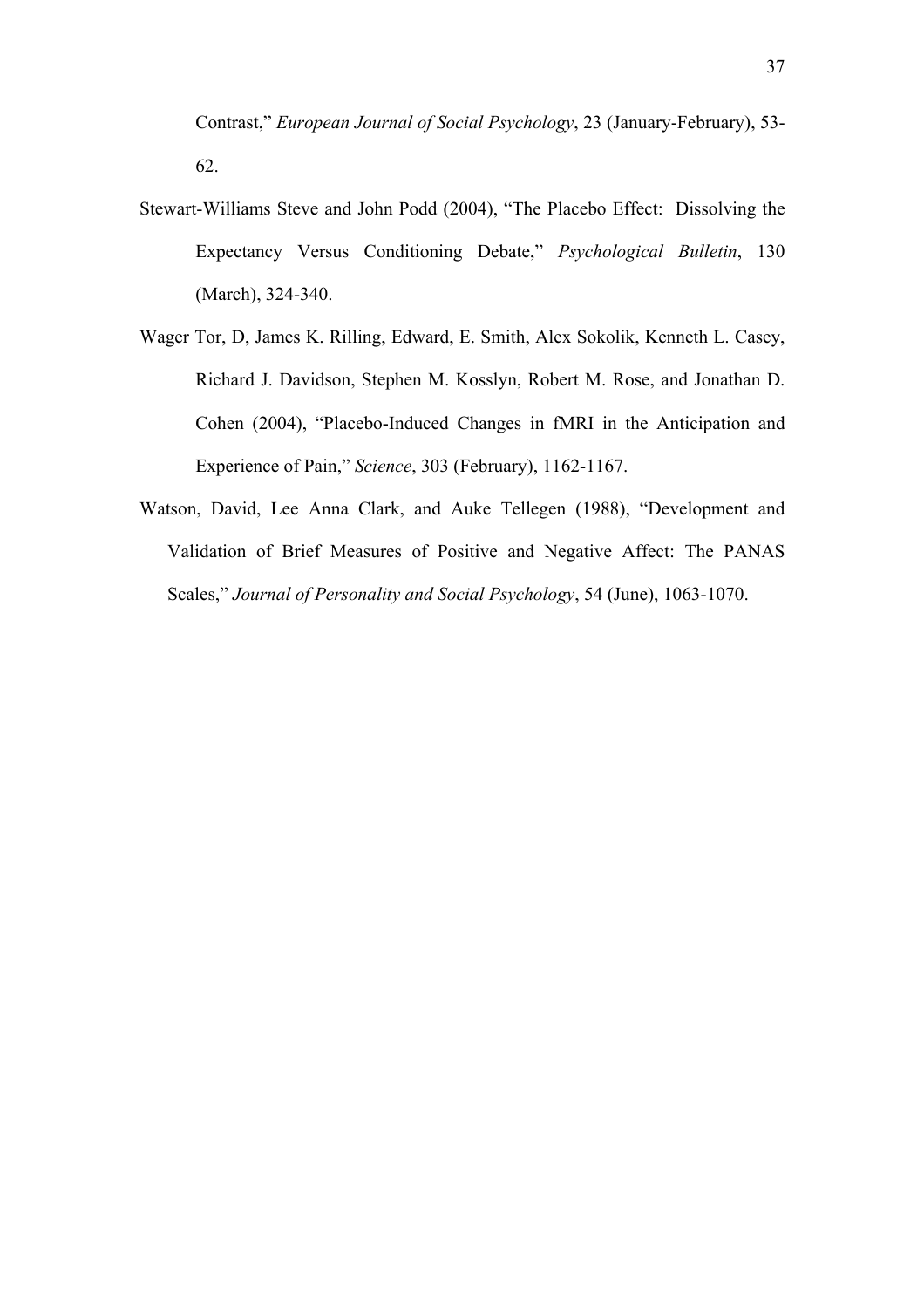Contrast," *European Journal of Social Psychology*, 23 (January-February), 53-62.

Stewart-Williams Steve and John Podd (2004), "The Placebo Effect: Dissolving the Expectancy Versus Conditioning Debate," *Psychological Bulletin*, 130 (March), 324-340.

Wager Tor, D, James K. Rilling, Edward, E. Smith, Alex Sokolik, Kenneth L. Casey, Richard J. Davidson, Stephen M. Kosslyn, Robert M. Rose, and Jonathan D. Cohen (2004), "Placebo-Induced Changes in fMRI in the Anticipation and Experience of Pain," *Science*, 303 (February), 1162-1167.

Watson, David, Lee Anna Clark, and Auke Tellegen (1988), "Development and Validation of Brief Measures of Positive and Negative Affect: The PANAS Scales," *Journal of Personality and Social Psychology*, 54 (June), 1063-1070.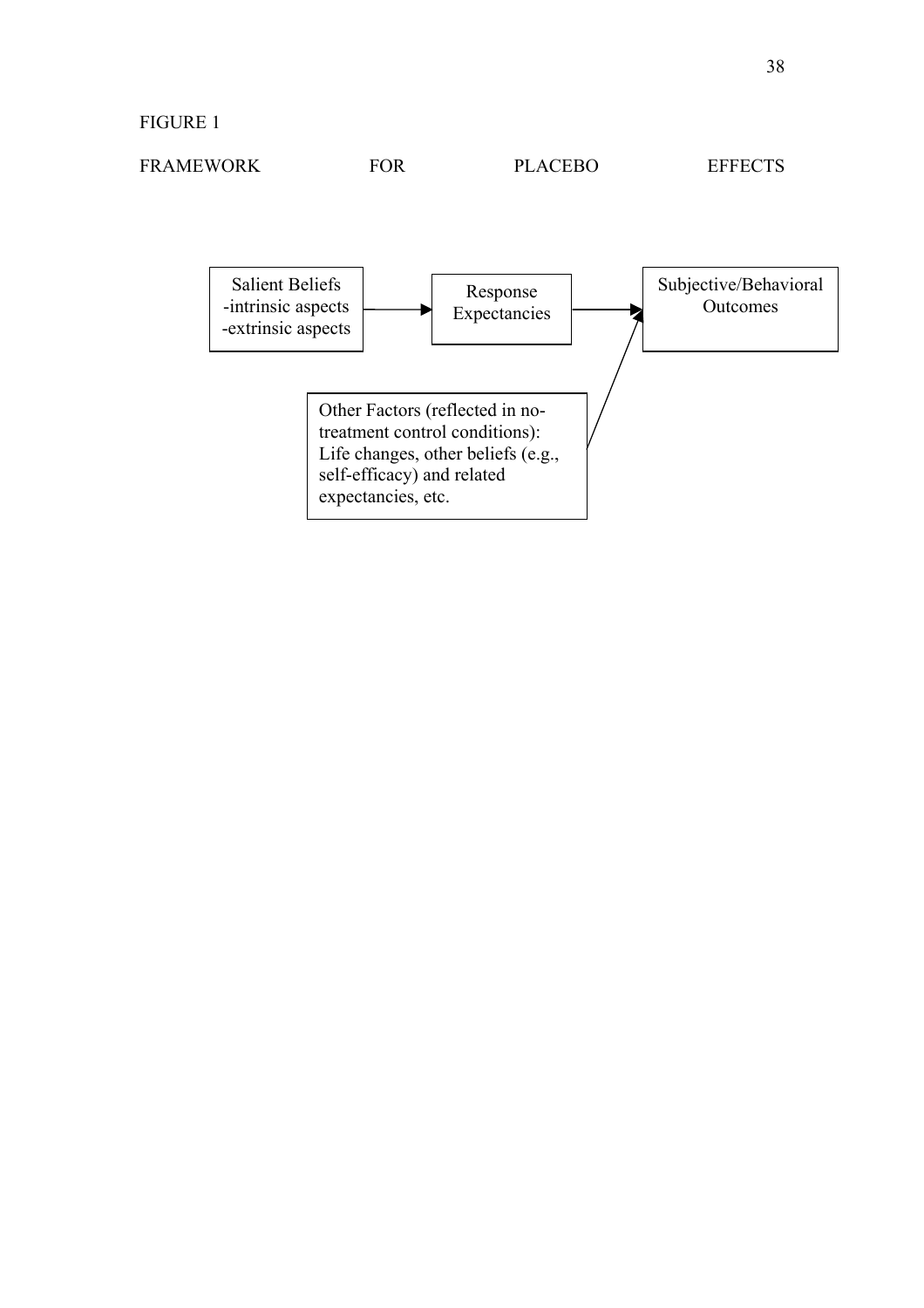FIGURE 1

FRAMEWORK FOR PLACEBO EFFECTS

Salient Beliefs
-intrinsic aspects
-extrinsic aspects

Response Expectancies

Subjective/Behavioral Outcomes

Other Factors (reflected in no-treatment control conditions): Life changes, other beliefs (e.g., self-efficacy) and related expectancies, etc.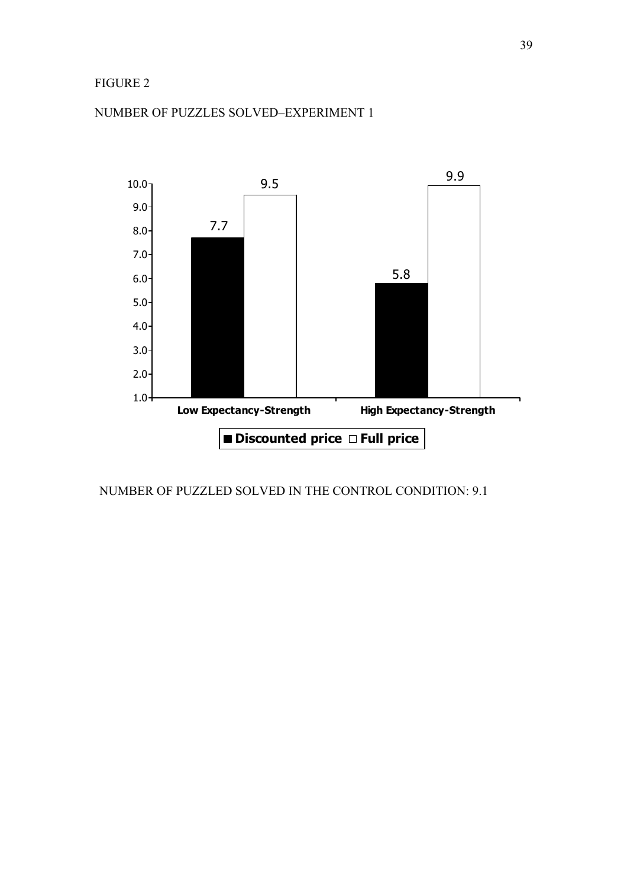FIGURE 2

NUMBER OF PUZZLES SOLVED–EXPERIMENT 1

| | Discounted price | Full price |
|---|---|---|
| Low Expectancy-Strength | 7.7 | 9.5 |
| High Expectancy-Strength | 5.8 | 9.9 |

NUMBER OF PUZZLED SOLVED IN THE CONTROL CONDITION: 9.1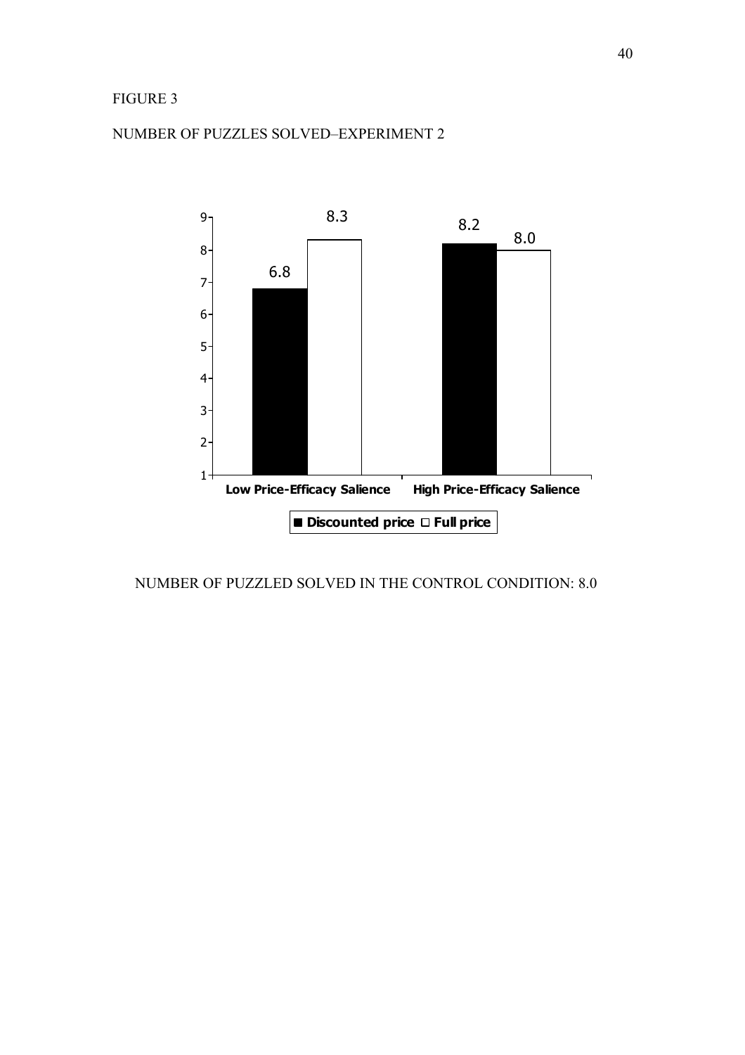FIGURE 3

NUMBER OF PUZZLES SOLVED–EXPERIMENT 2

| | Discounted price | Full price |
|---|---|---|
| Low Price-Efficacy Salience | 6.8 | 8.3 |
| High Price-Efficacy Salience | 8.2 | 8.0 |

NUMBER OF PUZZLED SOLVED IN THE CONTROL CONDITION: 8.0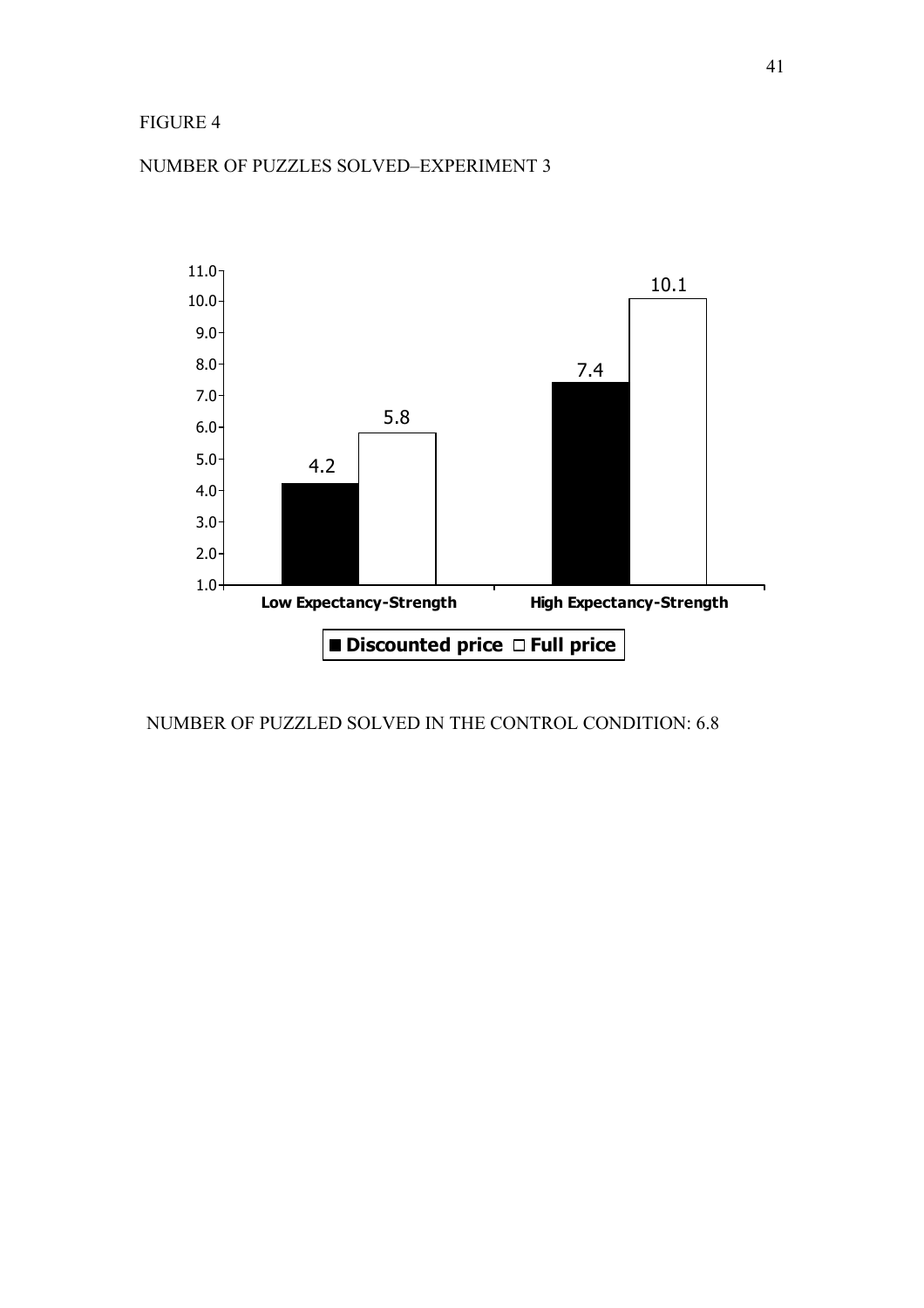FIGURE 4

NUMBER OF PUZZLES SOLVED–EXPERIMENT 3

11.0
10.0
9.0
8.0
7.0
6.0
5.0
4.0
3.0
2.0
1.0

4.2
5.8
7.4
10.1

Low Expectancy-Strength
High Expectancy-Strength

Discounted price
Full price

NUMBER OF PUZZLED SOLVED IN THE CONTROL CONDITION: 6.8